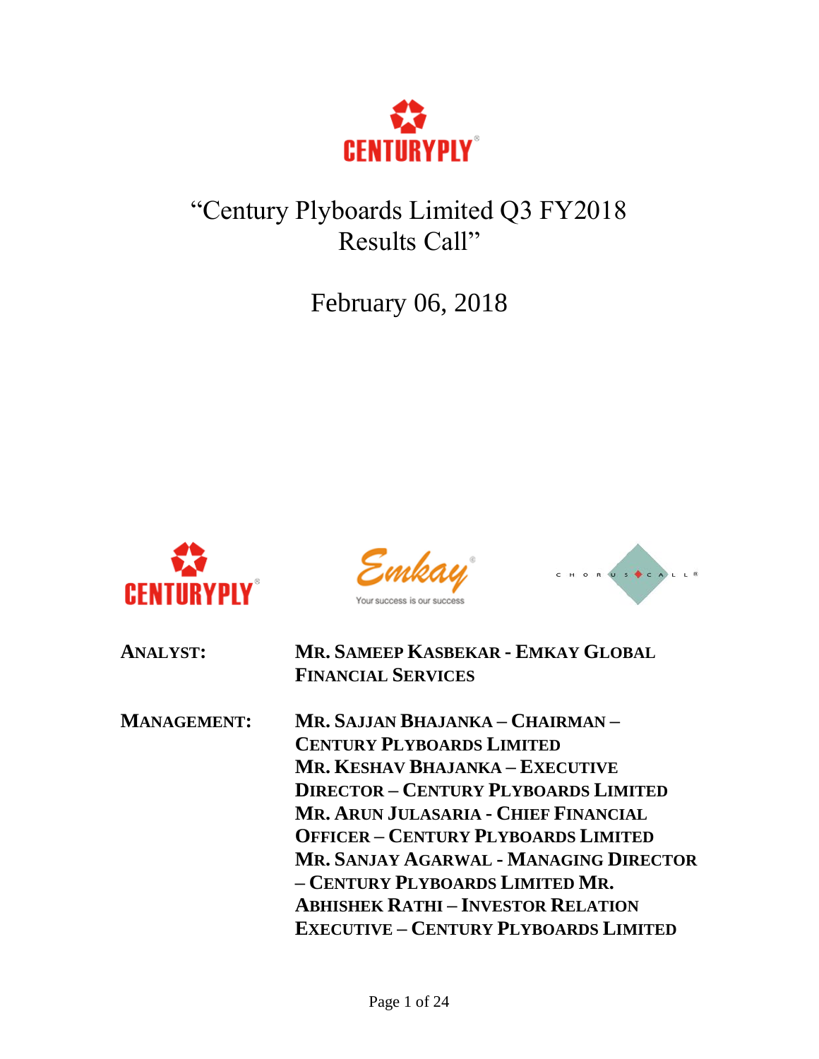# "Century Plyboards Limited Q3 FY2018 Results Call"

## February 06, 2018

**ANALYST:** **MR. SAMEEP KASBEKAR - EMKAY GLOBAL FINANCIAL SERVICES**

**MANAGEMENT:** **MR. SAJJAN BHAJANKA – CHAIRMAN – CENTURY PLYBOARDS LIMITED**
**MR. KESHAV BHAJANKA – EXECUTIVE DIRECTOR – CENTURY PLYBOARDS LIMITED**
**MR. ARUN JULASARIA - CHIEF FINANCIAL OFFICER – CENTURY PLYBOARDS LIMITED**
**MR. SANJAY AGARWAL - MANAGING DIRECTOR – CENTURY PLYBOARDS LIMITED**
**MR. ABHISHEK RATHI – INVESTOR RELATION EXECUTIVE – CENTURY PLYBOARDS LIMITED**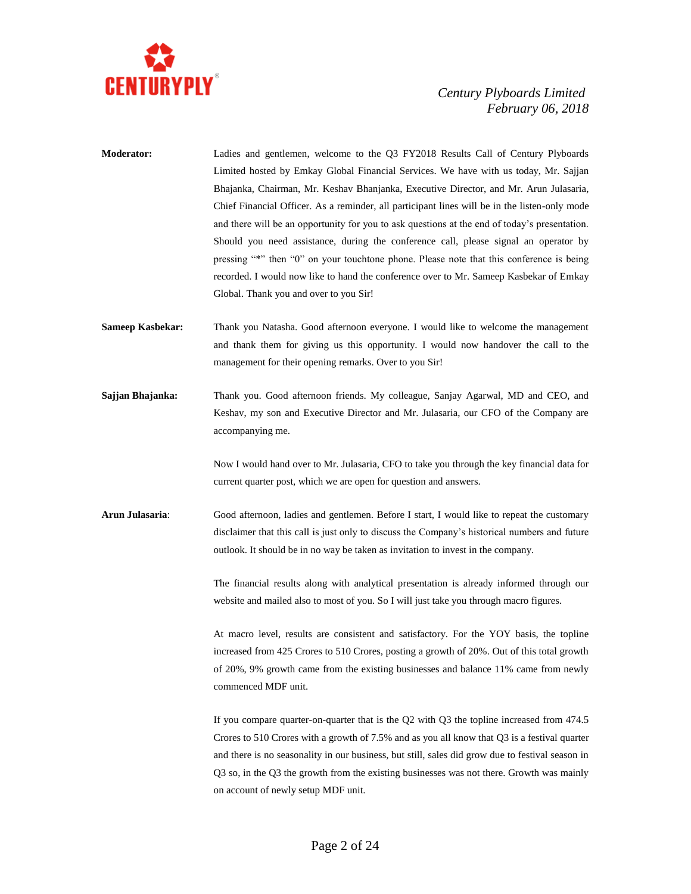**Moderator:** Ladies and gentlemen, welcome to the Q3 FY2018 Results Call of Century Plyboards Limited hosted by Emkay Global Financial Services. We have with us today, Mr. Sajjan Bhajanka, Chairman, Mr. Keshav Bhanjanka, Executive Director, and Mr. Arun Julasaria, Chief Financial Officer. As a reminder, all participant lines will be in the listen-only mode and there will be an opportunity for you to ask questions at the end of today's presentation. Should you need assistance, during the conference call, please signal an operator by pressing "*" then "0" on your touchtone phone. Please note that this conference is being recorded. I would now like to hand the conference over to Mr. Sameep Kasbekar of Emkay Global. Thank you and over to you Sir!

**Sameep Kasbekar:** Thank you Natasha. Good afternoon everyone. I would like to welcome the management and thank them for giving us this opportunity. I would now handover the call to the management for their opening remarks. Over to you Sir!

**Sajjan Bhajanka:** Thank you. Good afternoon friends. My colleague, Sanjay Agarwal, MD and CEO, and Keshav, my son and Executive Director and Mr. Julasaria, our CFO of the Company are accompanying me.

Now I would hand over to Mr. Julasaria, CFO to take you through the key financial data for current quarter post, which we are open for question and answers.

**Arun Julasaria**: Good afternoon, ladies and gentlemen. Before I start, I would like to repeat the customary disclaimer that this call is just only to discuss the Company's historical numbers and future outlook. It should be in no way be taken as invitation to invest in the company.

The financial results along with analytical presentation is already informed through our website and mailed also to most of you. So I will just take you through macro figures.

At macro level, results are consistent and satisfactory. For the YOY basis, the topline increased from 425 Crores to 510 Crores, posting a growth of 20%. Out of this total growth of 20%, 9% growth came from the existing businesses and balance 11% came from newly commenced MDF unit.

If you compare quarter-on-quarter that is the Q2 with Q3 the topline increased from 474.5 Crores to 510 Crores with a growth of 7.5% and as you all know that Q3 is a festival quarter and there is no seasonality in our business, but still, sales did grow due to festival season in Q3 so, in the Q3 the growth from the existing businesses was not there. Growth was mainly on account of newly setup MDF unit.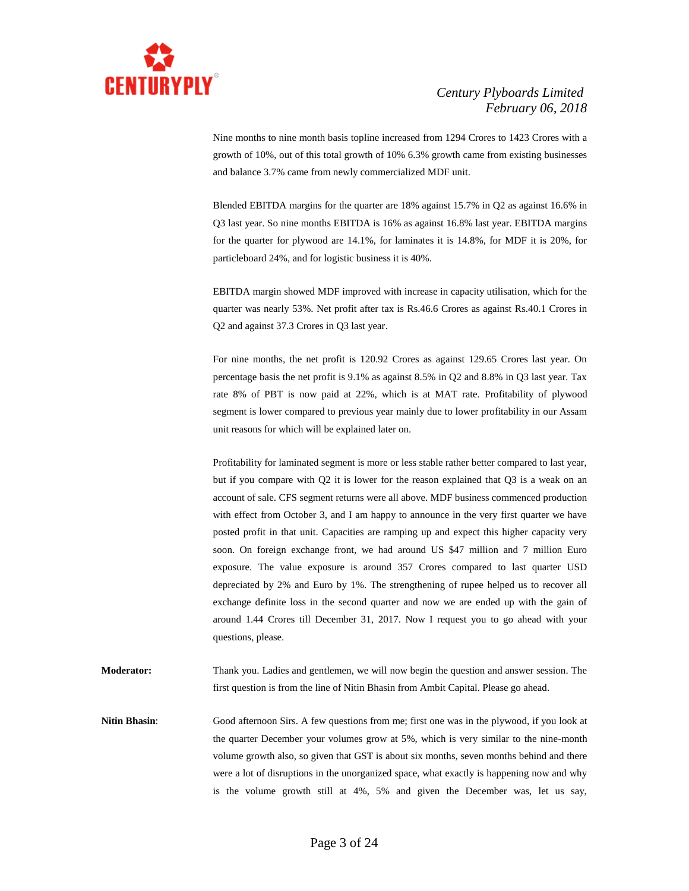Nine months to nine month basis topline increased from 1294 Crores to 1423 Crores with a growth of 10%, out of this total growth of 10% 6.3% growth came from existing businesses and balance 3.7% came from newly commercialized MDF unit.

Blended EBITDA margins for the quarter are 18% against 15.7% in Q2 as against 16.6% in Q3 last year. So nine months EBITDA is 16% as against 16.8% last year. EBITDA margins for the quarter for plywood are 14.1%, for laminates it is 14.8%, for MDF it is 20%, for particleboard 24%, and for logistic business it is 40%.

EBITDA margin showed MDF improved with increase in capacity utilisation, which for the quarter was nearly 53%. Net profit after tax is Rs.46.6 Crores as against Rs.40.1 Crores in Q2 and against 37.3 Crores in Q3 last year.

For nine months, the net profit is 120.92 Crores as against 129.65 Crores last year. On percentage basis the net profit is 9.1% as against 8.5% in Q2 and 8.8% in Q3 last year. Tax rate 8% of PBT is now paid at 22%, which is at MAT rate. Profitability of plywood segment is lower compared to previous year mainly due to lower profitability in our Assam unit reasons for which will be explained later on.

Profitability for laminated segment is more or less stable rather better compared to last year, but if you compare with Q2 it is lower for the reason explained that Q3 is a weak on an account of sale. CFS segment returns were all above. MDF business commenced production with effect from October 3, and I am happy to announce in the very first quarter we have posted profit in that unit. Capacities are ramping up and expect this higher capacity very soon. On foreign exchange front, we had around US $47 million and 7 million Euro exposure. The value exposure is around 357 Crores compared to last quarter USD depreciated by 2% and Euro by 1%. The strengthening of rupee helped us to recover all exchange definite loss in the second quarter and now we are ended up with the gain of around 1.44 Crores till December 31, 2017. Now I request you to go ahead with your questions, please.

**Moderator:** Thank you. Ladies and gentlemen, we will now begin the question and answer session. The first question is from the line of Nitin Bhasin from Ambit Capital. Please go ahead.

**Nitin Bhasin**: Good afternoon Sirs. A few questions from me; first one was in the plywood, if you look at the quarter December your volumes grow at 5%, which is very similar to the nine-month volume growth also, so given that GST is about six months, seven months behind and there were a lot of disruptions in the unorganized space, what exactly is happening now and why is the volume growth still at 4%, 5% and given the December was, let us say,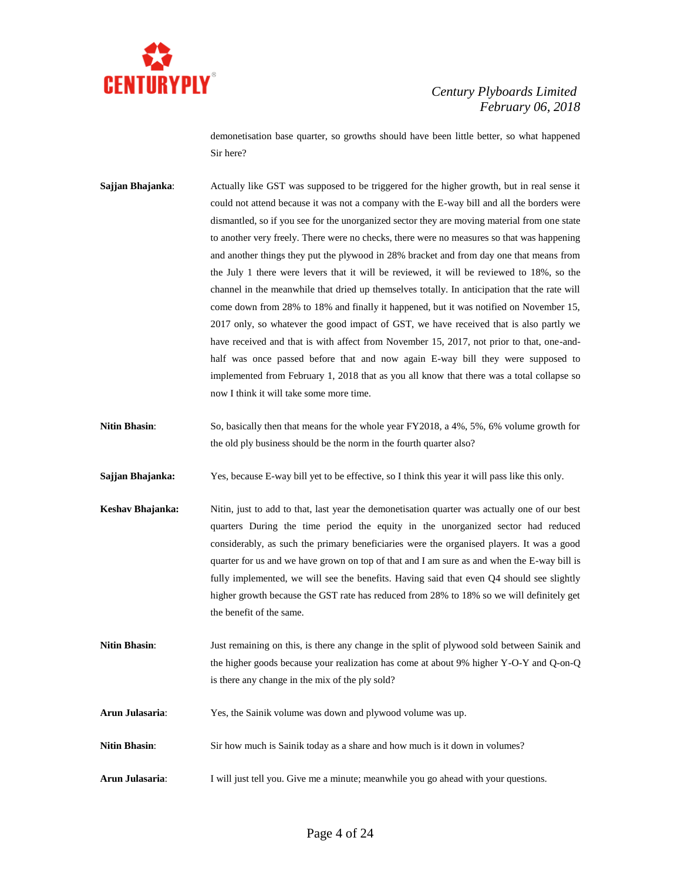demonetisation base quarter, so growths should have been little better, so what happened Sir here?

**Sajjan Bhajanka**: Actually like GST was supposed to be triggered for the higher growth, but in real sense it could not attend because it was not a company with the E-way bill and all the borders were dismantled, so if you see for the unorganized sector they are moving material from one state to another very freely. There were no checks, there were no measures so that was happening and another things they put the plywood in 28% bracket and from day one that means from the July 1 there were levers that it will be reviewed, it will be reviewed to 18%, so the channel in the meanwhile that dried up themselves totally. In anticipation that the rate will come down from 28% to 18% and finally it happened, but it was notified on November 15, 2017 only, so whatever the good impact of GST, we have received that is also partly we have received and that is with affect from November 15, 2017, not prior to that, one-and-half was once passed before that and now again E-way bill they were supposed to implemented from February 1, 2018 that as you all know that there was a total collapse so now I think it will take some more time.

**Nitin Bhasin**: So, basically then that means for the whole year FY2018, a 4%, 5%, 6% volume growth for the old ply business should be the norm in the fourth quarter also?

**Sajjan Bhajanka:** Yes, because E-way bill yet to be effective, so I think this year it will pass like this only.

**Keshav Bhajanka:** Nitin, just to add to that, last year the demonetisation quarter was actually one of our best quarters During the time period the equity in the unorganized sector had reduced considerably, as such the primary beneficiaries were the organised players. It was a good quarter for us and we have grown on top of that and I am sure as and when the E-way bill is fully implemented, we will see the benefits. Having said that even Q4 should see slightly higher growth because the GST rate has reduced from 28% to 18% so we will definitely get the benefit of the same.

**Nitin Bhasin**: Just remaining on this, is there any change in the split of plywood sold between Sainik and the higher goods because your realization has come at about 9% higher Y-O-Y and Q-on-Q is there any change in the mix of the ply sold?

**Arun Julasaria**: Yes, the Sainik volume was down and plywood volume was up.

**Nitin Bhasin**: Sir how much is Sainik today as a share and how much is it down in volumes?

**Arun Julasaria**: I will just tell you. Give me a minute; meanwhile you go ahead with your questions.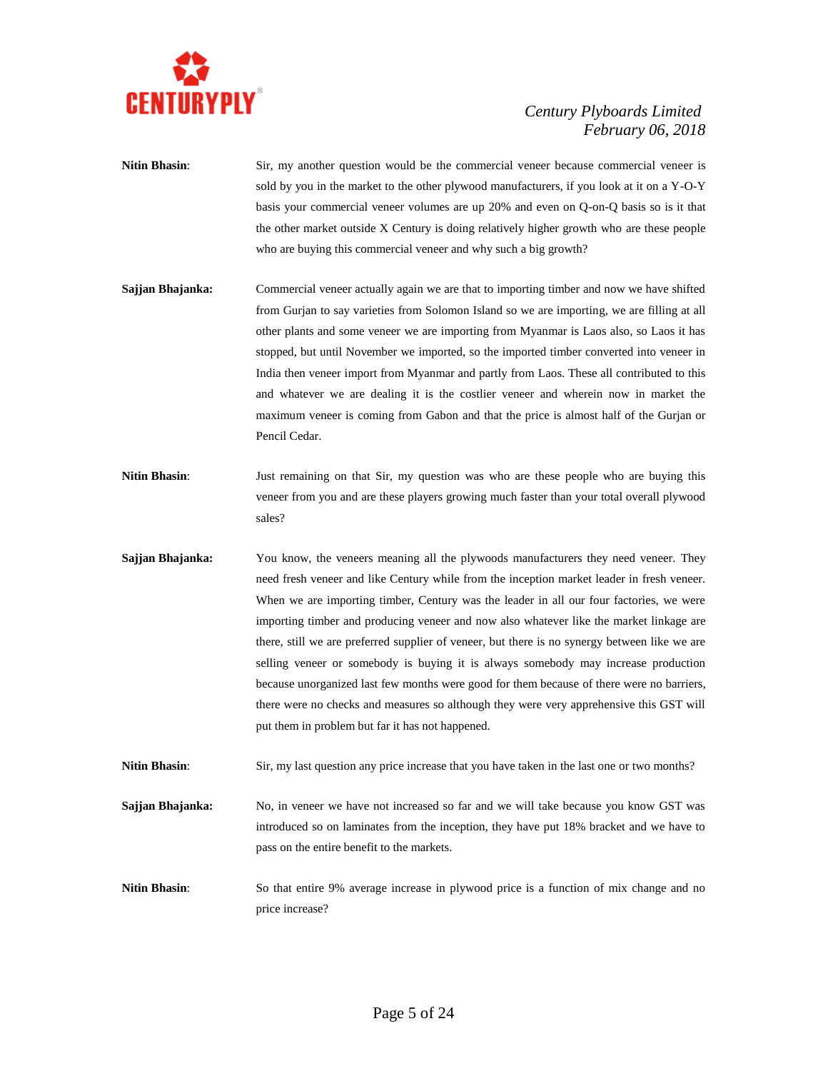**Nitin Bhasin**: Sir, my another question would be the commercial veneer because commercial veneer is sold by you in the market to the other plywood manufacturers, if you look at it on a Y-O-Y basis your commercial veneer volumes are up 20% and even on Q-on-Q basis so is it that the other market outside X Century is doing relatively higher growth who are these people who are buying this commercial veneer and why such a big growth?

**Sajjan Bhajanka:** Commercial veneer actually again we are that to importing timber and now we have shifted from Gurjan to say varieties from Solomon Island so we are importing, we are filling at all other plants and some veneer we are importing from Myanmar is Laos also, so Laos it has stopped, but until November we imported, so the imported timber converted into veneer in India then veneer import from Myanmar and partly from Laos. These all contributed to this and whatever we are dealing it is the costlier veneer and wherein now in market the maximum veneer is coming from Gabon and that the price is almost half of the Gurjan or Pencil Cedar.

**Nitin Bhasin**: Just remaining on that Sir, my question was who are these people who are buying this veneer from you and are these players growing much faster than your total overall plywood sales?

**Sajjan Bhajanka:** You know, the veneers meaning all the plywoods manufacturers they need veneer. They need fresh veneer and like Century while from the inception market leader in fresh veneer. When we are importing timber, Century was the leader in all our four factories, we were importing timber and producing veneer and now also whatever like the market linkage are there, still we are preferred supplier of veneer, but there is no synergy between like we are selling veneer or somebody is buying it is always somebody may increase production because unorganized last few months were good for them because of there were no barriers, there were no checks and measures so although they were very apprehensive this GST will put them in problem but far it has not happened.

**Nitin Bhasin**: Sir, my last question any price increase that you have taken in the last one or two months?

**Sajjan Bhajanka:** No, in veneer we have not increased so far and we will take because you know GST was introduced so on laminates from the inception, they have put 18% bracket and we have to pass on the entire benefit to the markets.

**Nitin Bhasin**: So that entire 9% average increase in plywood price is a function of mix change and no price increase?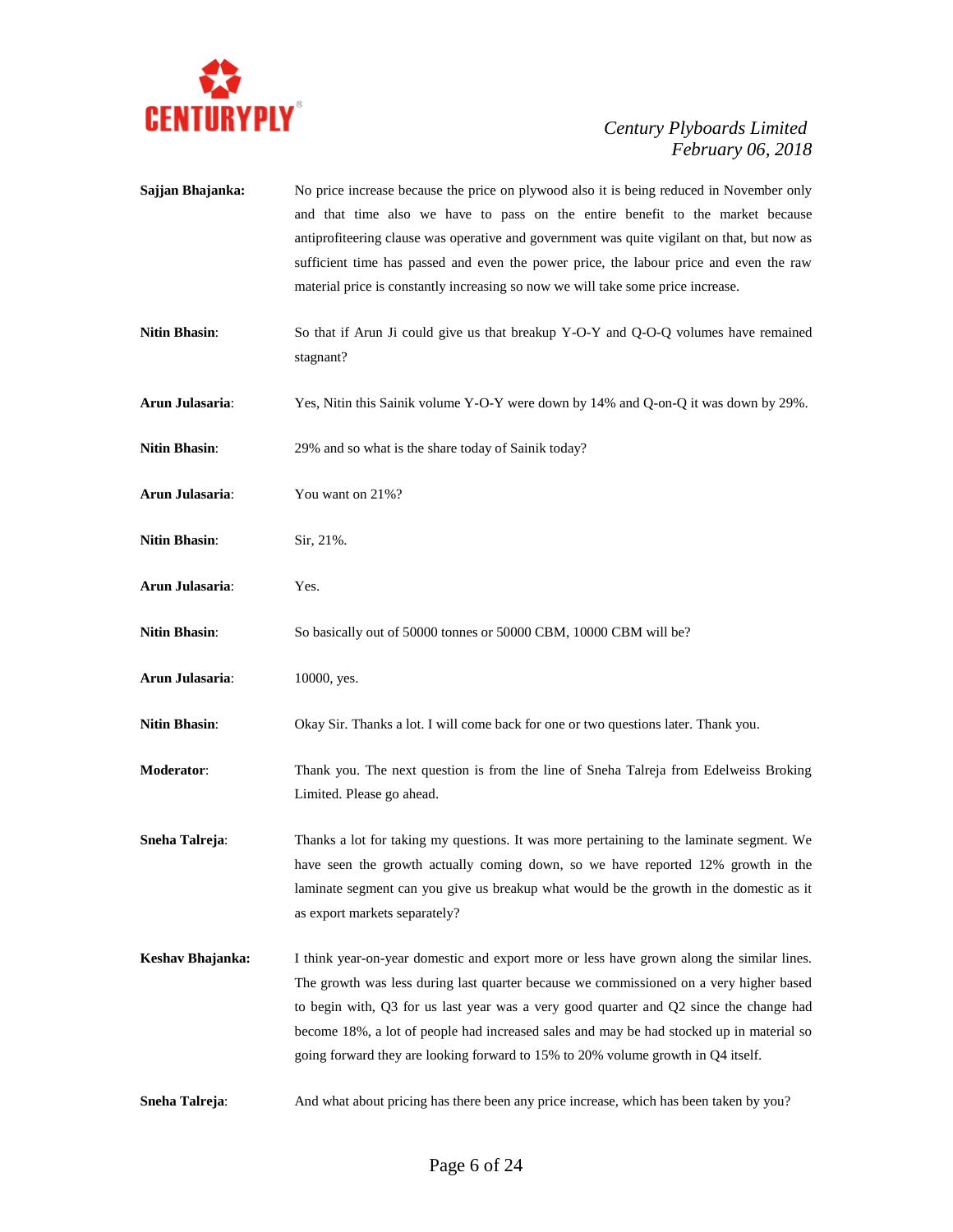**Sajjan Bhajanka:** No price increase because the price on plywood also it is being reduced in November only and that time also we have to pass on the entire benefit to the market because antiprofiteering clause was operative and government was quite vigilant on that, but now as sufficient time has passed and even the power price, the labour price and even the raw material price is constantly increasing so now we will take some price increase.

**Nitin Bhasin**: So that if Arun Ji could give us that breakup Y-O-Y and Q-O-Q volumes have remained stagnant?

**Arun Julasaria**: Yes, Nitin this Sainik volume Y-O-Y were down by 14% and Q-on-Q it was down by 29%.

**Nitin Bhasin**: 29% and so what is the share today of Sainik today?

**Arun Julasaria**: You want on 21%?

**Nitin Bhasin**: Sir, 21%.

**Arun Julasaria**: Yes.

**Nitin Bhasin**: So basically out of 50000 tonnes or 50000 CBM, 10000 CBM will be?

**Arun Julasaria**: 10000, yes.

**Nitin Bhasin**: Okay Sir. Thanks a lot. I will come back for one or two questions later. Thank you.

**Moderator**: Thank you. The next question is from the line of Sneha Talreja from Edelweiss Broking Limited. Please go ahead.

**Sneha Talreja**: Thanks a lot for taking my questions. It was more pertaining to the laminate segment. We have seen the growth actually coming down, so we have reported 12% growth in the laminate segment can you give us breakup what would be the growth in the domestic as it as export markets separately?

**Keshav Bhajanka:** I think year-on-year domestic and export more or less have grown along the similar lines. The growth was less during last quarter because we commissioned on a very higher based to begin with, Q3 for us last year was a very good quarter and Q2 since the change had become 18%, a lot of people had increased sales and may be had stocked up in material so going forward they are looking forward to 15% to 20% volume growth in Q4 itself.

**Sneha Talreja**: And what about pricing has there been any price increase, which has been taken by you?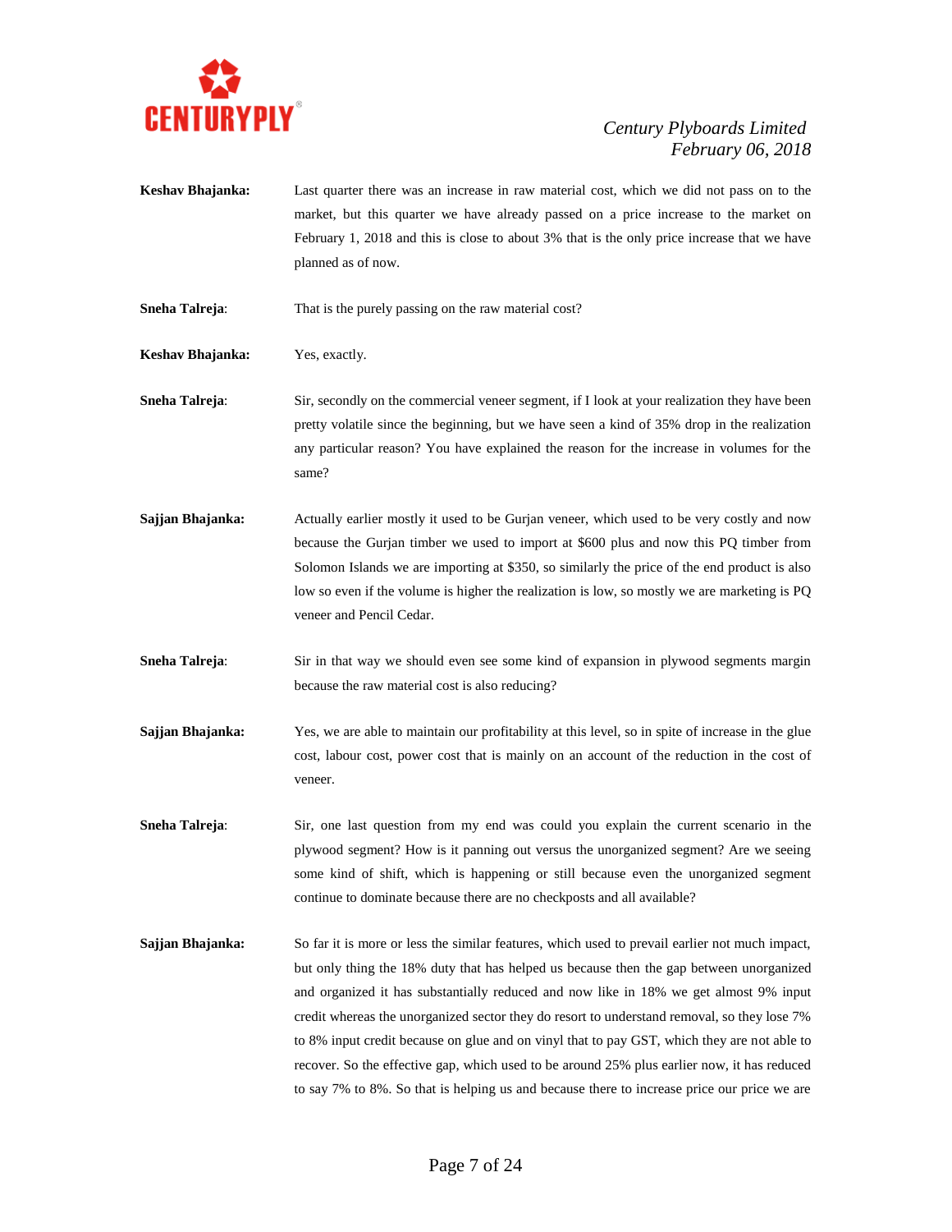**Keshav Bhajanka:** Last quarter there was an increase in raw material cost, which we did not pass on to the market, but this quarter we have already passed on a price increase to the market on February 1, 2018 and this is close to about 3% that is the only price increase that we have planned as of now.

**Sneha Talreja**: That is the purely passing on the raw material cost?

**Keshav Bhajanka:** Yes, exactly.

**Sneha Talreja**: Sir, secondly on the commercial veneer segment, if I look at your realization they have been pretty volatile since the beginning, but we have seen a kind of 35% drop in the realization any particular reason? You have explained the reason for the increase in volumes for the same?

**Sajjan Bhajanka:** Actually earlier mostly it used to be Gurjan veneer, which used to be very costly and now because the Gurjan timber we used to import at $600 plus and now this PQ timber from Solomon Islands we are importing at $350, so similarly the price of the end product is also low so even if the volume is higher the realization is low, so mostly we are marketing is PQ veneer and Pencil Cedar.

**Sneha Talreja**: Sir in that way we should even see some kind of expansion in plywood segments margin because the raw material cost is also reducing?

**Sajjan Bhajanka:** Yes, we are able to maintain our profitability at this level, so in spite of increase in the glue cost, labour cost, power cost that is mainly on an account of the reduction in the cost of veneer.

**Sneha Talreja**: Sir, one last question from my end was could you explain the current scenario in the plywood segment? How is it panning out versus the unorganized segment? Are we seeing some kind of shift, which is happening or still because even the unorganized segment continue to dominate because there are no checkposts and all available?

**Sajjan Bhajanka:** So far it is more or less the similar features, which used to prevail earlier not much impact, but only thing the 18% duty that has helped us because then the gap between unorganized and organized it has substantially reduced and now like in 18% we get almost 9% input credit whereas the unorganized sector they do resort to understand removal, so they lose 7% to 8% input credit because on glue and on vinyl that to pay GST, which they are not able to recover. So the effective gap, which used to be around 25% plus earlier now, it has reduced to say 7% to 8%. So that is helping us and because there to increase price our price we are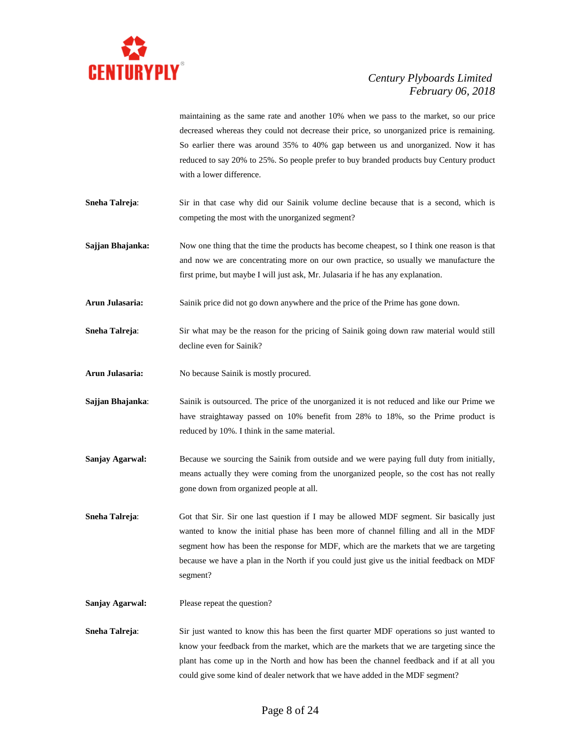maintaining as the same rate and another 10% when we pass to the market, so our price decreased whereas they could not decrease their price, so unorganized price is remaining. So earlier there was around 35% to 40% gap between us and unorganized. Now it has reduced to say 20% to 25%. So people prefer to buy branded products buy Century product with a lower difference.

**Sneha Talreja**: Sir in that case why did our Sainik volume decline because that is a second, which is competing the most with the unorganized segment?

**Sajjan Bhajanka:** Now one thing that the time the products has become cheapest, so I think one reason is that and now we are concentrating more on our own practice, so usually we manufacture the first prime, but maybe I will just ask, Mr. Julasaria if he has any explanation.

**Arun Julasaria:** Sainik price did not go down anywhere and the price of the Prime has gone down.

**Sneha Talreja**: Sir what may be the reason for the pricing of Sainik going down raw material would still decline even for Sainik?

**Arun Julasaria:** No because Sainik is mostly procured.

**Sajjan Bhajanka**: Sainik is outsourced. The price of the unorganized it is not reduced and like our Prime we have straightaway passed on 10% benefit from 28% to 18%, so the Prime product is reduced by 10%. I think in the same material.

**Sanjay Agarwal:** Because we sourcing the Sainik from outside and we were paying full duty from initially, means actually they were coming from the unorganized people, so the cost has not really gone down from organized people at all.

**Sneha Talreja**: Got that Sir. Sir one last question if I may be allowed MDF segment. Sir basically just wanted to know the initial phase has been more of channel filling and all in the MDF segment how has been the response for MDF, which are the markets that we are targeting because we have a plan in the North if you could just give us the initial feedback on MDF segment?

**Sanjay Agarwal:** Please repeat the question?

**Sneha Talreja**: Sir just wanted to know this has been the first quarter MDF operations so just wanted to know your feedback from the market, which are the markets that we are targeting since the plant has come up in the North and how has been the channel feedback and if at all you could give some kind of dealer network that we have added in the MDF segment?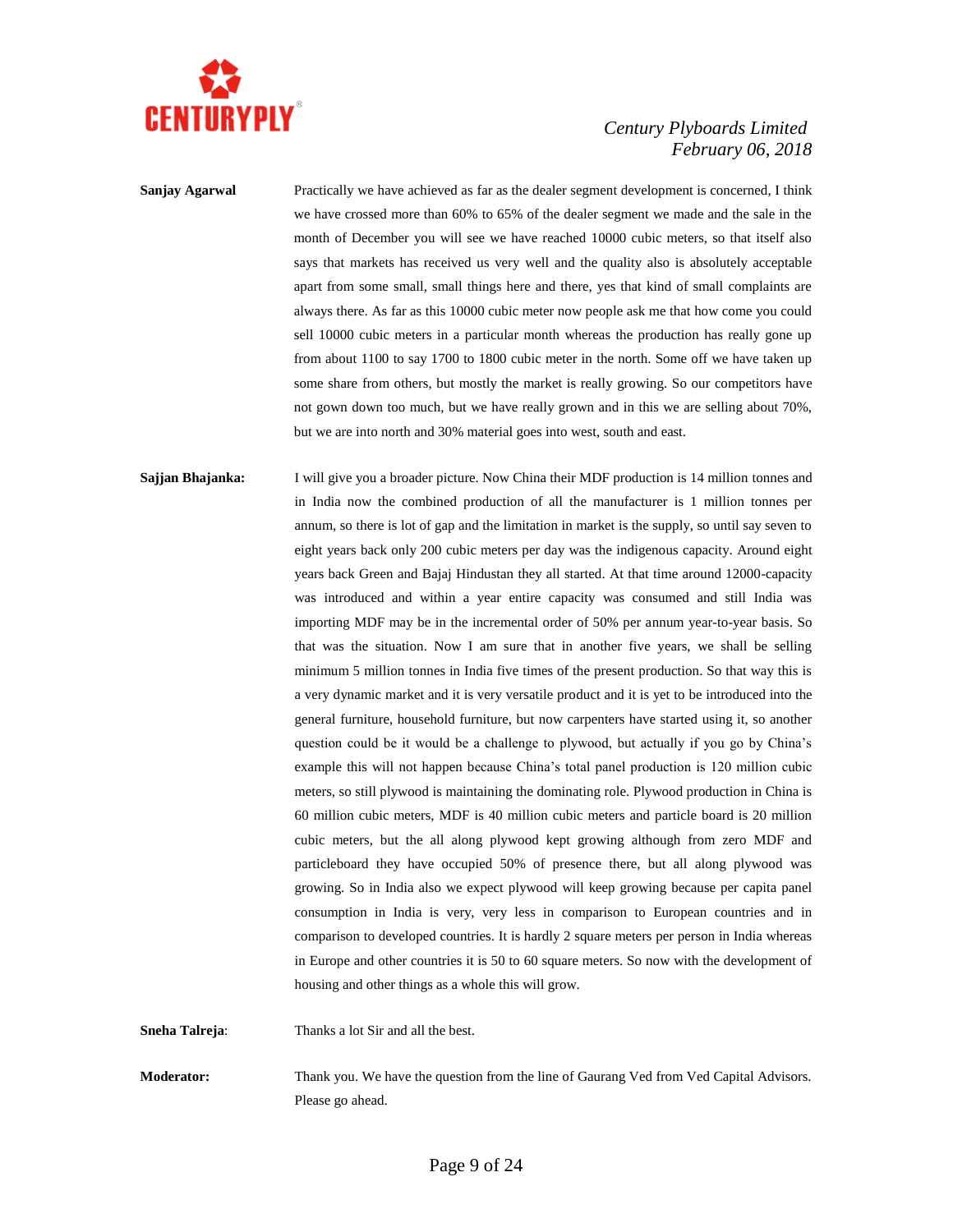**Sanjay Agarwal** Practically we have achieved as far as the dealer segment development is concerned, I think we have crossed more than 60% to 65% of the dealer segment we made and the sale in the month of December you will see we have reached 10000 cubic meters, so that itself also says that markets has received us very well and the quality also is absolutely acceptable apart from some small, small things here and there, yes that kind of small complaints are always there. As far as this 10000 cubic meter now people ask me that how come you could sell 10000 cubic meters in a particular month whereas the production has really gone up from about 1100 to say 1700 to 1800 cubic meter in the north. Some off we have taken up some share from others, but mostly the market is really growing. So our competitors have not gown down too much, but we have really grown and in this we are selling about 70%, but we are into north and 30% material goes into west, south and east.

**Sajjan Bhajanka:** I will give you a broader picture. Now China their MDF production is 14 million tonnes and in India now the combined production of all the manufacturer is 1 million tonnes per annum, so there is lot of gap and the limitation in market is the supply, so until say seven to eight years back only 200 cubic meters per day was the indigenous capacity. Around eight years back Green and Bajaj Hindustan they all started. At that time around 12000-capacity was introduced and within a year entire capacity was consumed and still India was importing MDF may be in the incremental order of 50% per annum year-to-year basis. So that was the situation. Now I am sure that in another five years, we shall be selling minimum 5 million tonnes in India five times of the present production. So that way this is a very dynamic market and it is very versatile product and it is yet to be introduced into the general furniture, household furniture, but now carpenters have started using it, so another question could be it would be a challenge to plywood, but actually if you go by China's example this will not happen because China's total panel production is 120 million cubic meters, so still plywood is maintaining the dominating role. Plywood production in China is 60 million cubic meters, MDF is 40 million cubic meters and particle board is 20 million cubic meters, but the all along plywood kept growing although from zero MDF and particleboard they have occupied 50% of presence there, but all along plywood was growing. So in India also we expect plywood will keep growing because per capita panel consumption in India is very, very less in comparison to European countries and in comparison to developed countries. It is hardly 2 square meters per person in India whereas in Europe and other countries it is 50 to 60 square meters. So now with the development of housing and other things as a whole this will grow.

**Sneha Talreja**: Thanks a lot Sir and all the best.

**Moderator:** Thank you. We have the question from the line of Gaurang Ved from Ved Capital Advisors. Please go ahead.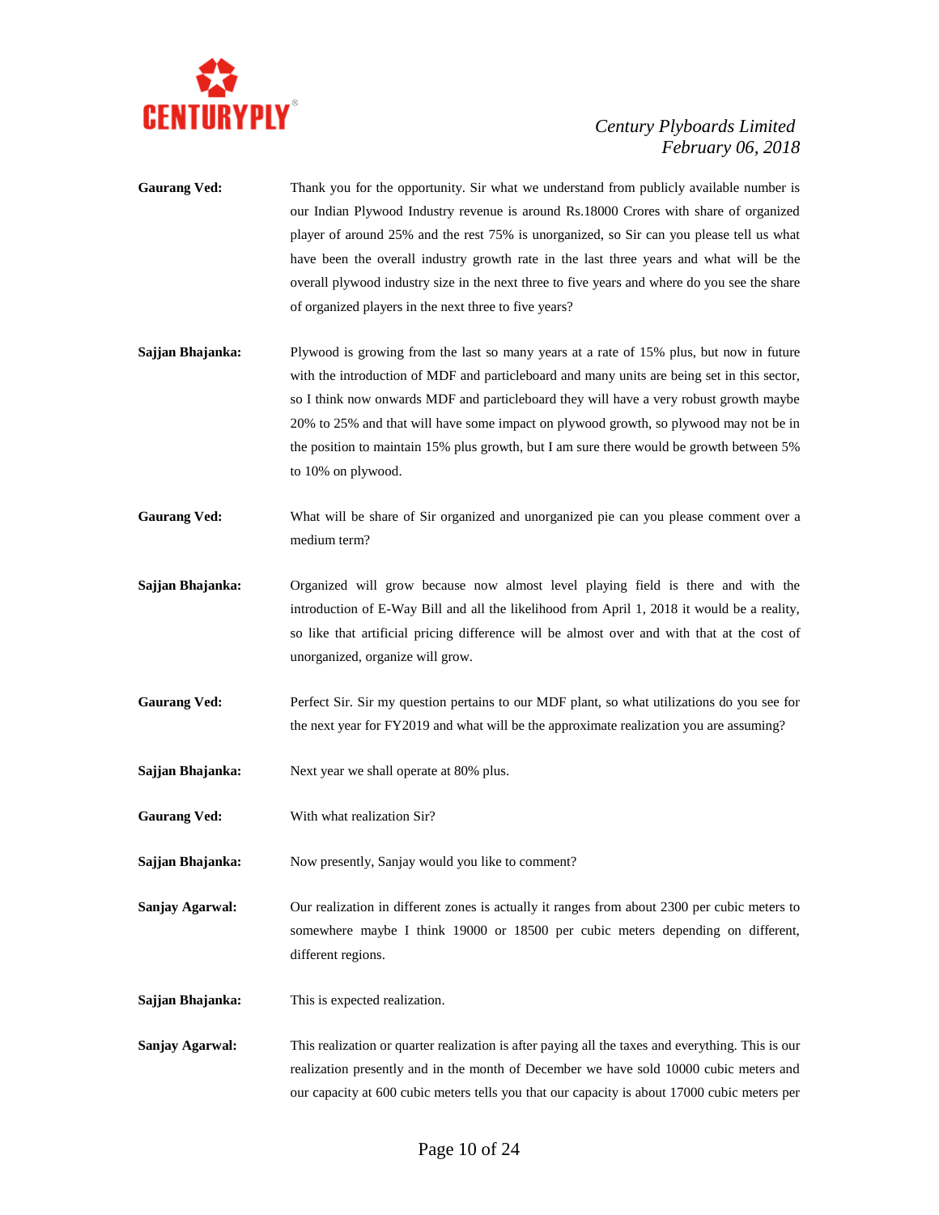**Gaurang Ved:** Thank you for the opportunity. Sir what we understand from publicly available number is our Indian Plywood Industry revenue is around Rs.18000 Crores with share of organized player of around 25% and the rest 75% is unorganized, so Sir can you please tell us what have been the overall industry growth rate in the last three years and what will be the overall plywood industry size in the next three to five years and where do you see the share of organized players in the next three to five years?

**Sajjan Bhajanka:** Plywood is growing from the last so many years at a rate of 15% plus, but now in future with the introduction of MDF and particleboard and many units are being set in this sector, so I think now onwards MDF and particleboard they will have a very robust growth maybe 20% to 25% and that will have some impact on plywood growth, so plywood may not be in the position to maintain 15% plus growth, but I am sure there would be growth between 5% to 10% on plywood.

**Gaurang Ved:** What will be share of Sir organized and unorganized pie can you please comment over a medium term?

**Sajjan Bhajanka:** Organized will grow because now almost level playing field is there and with the introduction of E-Way Bill and all the likelihood from April 1, 2018 it would be a reality, so like that artificial pricing difference will be almost over and with that at the cost of unorganized, organize will grow.

**Gaurang Ved:** Perfect Sir. Sir my question pertains to our MDF plant, so what utilizations do you see for the next year for FY2019 and what will be the approximate realization you are assuming?

**Sajjan Bhajanka:** Next year we shall operate at 80% plus.

**Gaurang Ved:** With what realization Sir?

**Sajjan Bhajanka:** Now presently, Sanjay would you like to comment?

**Sanjay Agarwal:** Our realization in different zones is actually it ranges from about 2300 per cubic meters to somewhere maybe I think 19000 or 18500 per cubic meters depending on different, different regions.

**Sajjan Bhajanka:** This is expected realization.

**Sanjay Agarwal:** This realization or quarter realization is after paying all the taxes and everything. This is our realization presently and in the month of December we have sold 10000 cubic meters and our capacity at 600 cubic meters tells you that our capacity is about 17000 cubic meters per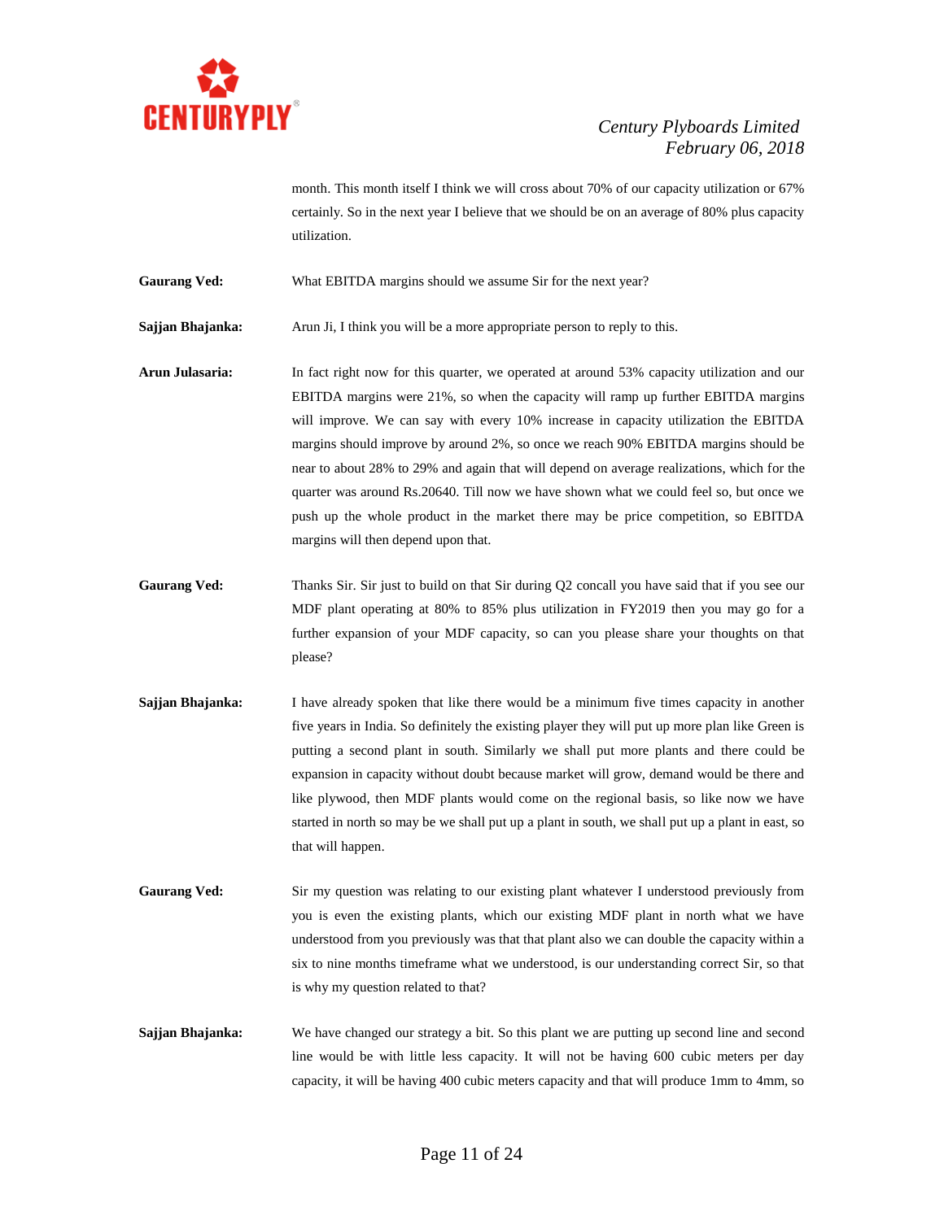month. This month itself I think we will cross about 70% of our capacity utilization or 67% certainly. So in the next year I believe that we should be on an average of 80% plus capacity utilization.

**Gaurang Ved:** What EBITDA margins should we assume Sir for the next year?

**Sajjan Bhajanka:** Arun Ji, I think you will be a more appropriate person to reply to this.

**Arun Julasaria:** In fact right now for this quarter, we operated at around 53% capacity utilization and our EBITDA margins were 21%, so when the capacity will ramp up further EBITDA margins will improve. We can say with every 10% increase in capacity utilization the EBITDA margins should improve by around 2%, so once we reach 90% EBITDA margins should be near to about 28% to 29% and again that will depend on average realizations, which for the quarter was around Rs.20640. Till now we have shown what we could feel so, but once we push up the whole product in the market there may be price competition, so EBITDA margins will then depend upon that.

**Gaurang Ved:** Thanks Sir. Sir just to build on that Sir during Q2 concall you have said that if you see our MDF plant operating at 80% to 85% plus utilization in FY2019 then you may go for a further expansion of your MDF capacity, so can you please share your thoughts on that please?

**Sajjan Bhajanka:** I have already spoken that like there would be a minimum five times capacity in another five years in India. So definitely the existing player they will put up more plan like Green is putting a second plant in south. Similarly we shall put more plants and there could be expansion in capacity without doubt because market will grow, demand would be there and like plywood, then MDF plants would come on the regional basis, so like now we have started in north so may be we shall put up a plant in south, we shall put up a plant in east, so that will happen.

**Gaurang Ved:** Sir my question was relating to our existing plant whatever I understood previously from you is even the existing plants, which our existing MDF plant in north what we have understood from you previously was that that plant also we can double the capacity within a six to nine months timeframe what we understood, is our understanding correct Sir, so that is why my question related to that?

**Sajjan Bhajanka:** We have changed our strategy a bit. So this plant we are putting up second line and second line would be with little less capacity. It will not be having 600 cubic meters per day capacity, it will be having 400 cubic meters capacity and that will produce 1mm to 4mm, so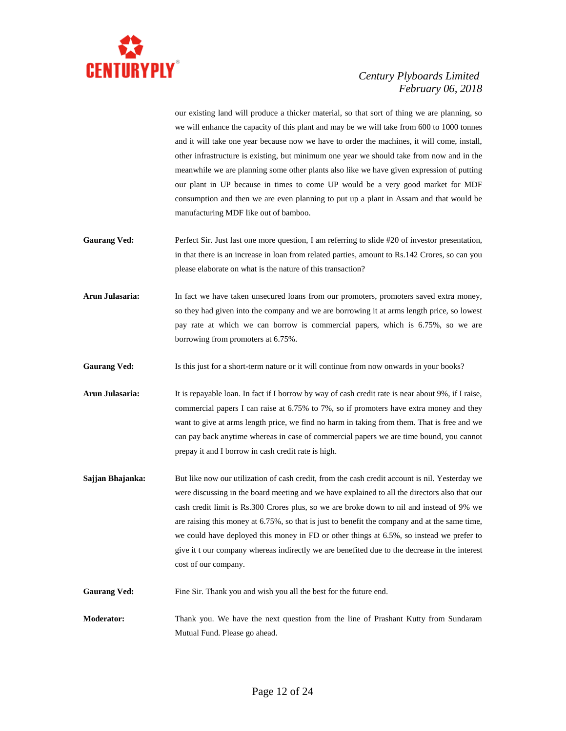our existing land will produce a thicker material, so that sort of thing we are planning, so we will enhance the capacity of this plant and may be we will take from 600 to 1000 tonnes and it will take one year because now we have to order the machines, it will come, install, other infrastructure is existing, but minimum one year we should take from now and in the meanwhile we are planning some other plants also like we have given expression of putting our plant in UP because in times to come UP would be a very good market for MDF consumption and then we are even planning to put up a plant in Assam and that would be manufacturing MDF like out of bamboo.

**Gaurang Ved:** Perfect Sir. Just last one more question, I am referring to slide #20 of investor presentation, in that there is an increase in loan from related parties, amount to Rs.142 Crores, so can you please elaborate on what is the nature of this transaction?

**Arun Julasaria:** In fact we have taken unsecured loans from our promoters, promoters saved extra money, so they had given into the company and we are borrowing it at arms length price, so lowest pay rate at which we can borrow is commercial papers, which is 6.75%, so we are borrowing from promoters at 6.75%.

**Gaurang Ved:** Is this just for a short-term nature or it will continue from now onwards in your books?

**Arun Julasaria:** It is repayable loan. In fact if I borrow by way of cash credit rate is near about 9%, if I raise, commercial papers I can raise at 6.75% to 7%, so if promoters have extra money and they want to give at arms length price, we find no harm in taking from them. That is free and we can pay back anytime whereas in case of commercial papers we are time bound, you cannot prepay it and I borrow in cash credit rate is high.

**Sajjan Bhajanka:** But like now our utilization of cash credit, from the cash credit account is nil. Yesterday we were discussing in the board meeting and we have explained to all the directors also that our cash credit limit is Rs.300 Crores plus, so we are broke down to nil and instead of 9% we are raising this money at 6.75%, so that is just to benefit the company and at the same time, we could have deployed this money in FD or other things at 6.5%, so instead we prefer to give it t our company whereas indirectly we are benefited due to the decrease in the interest cost of our company.

**Gaurang Ved:** Fine Sir. Thank you and wish you all the best for the future end.

**Moderator:** Thank you. We have the next question from the line of Prashant Kutty from Sundaram Mutual Fund. Please go ahead.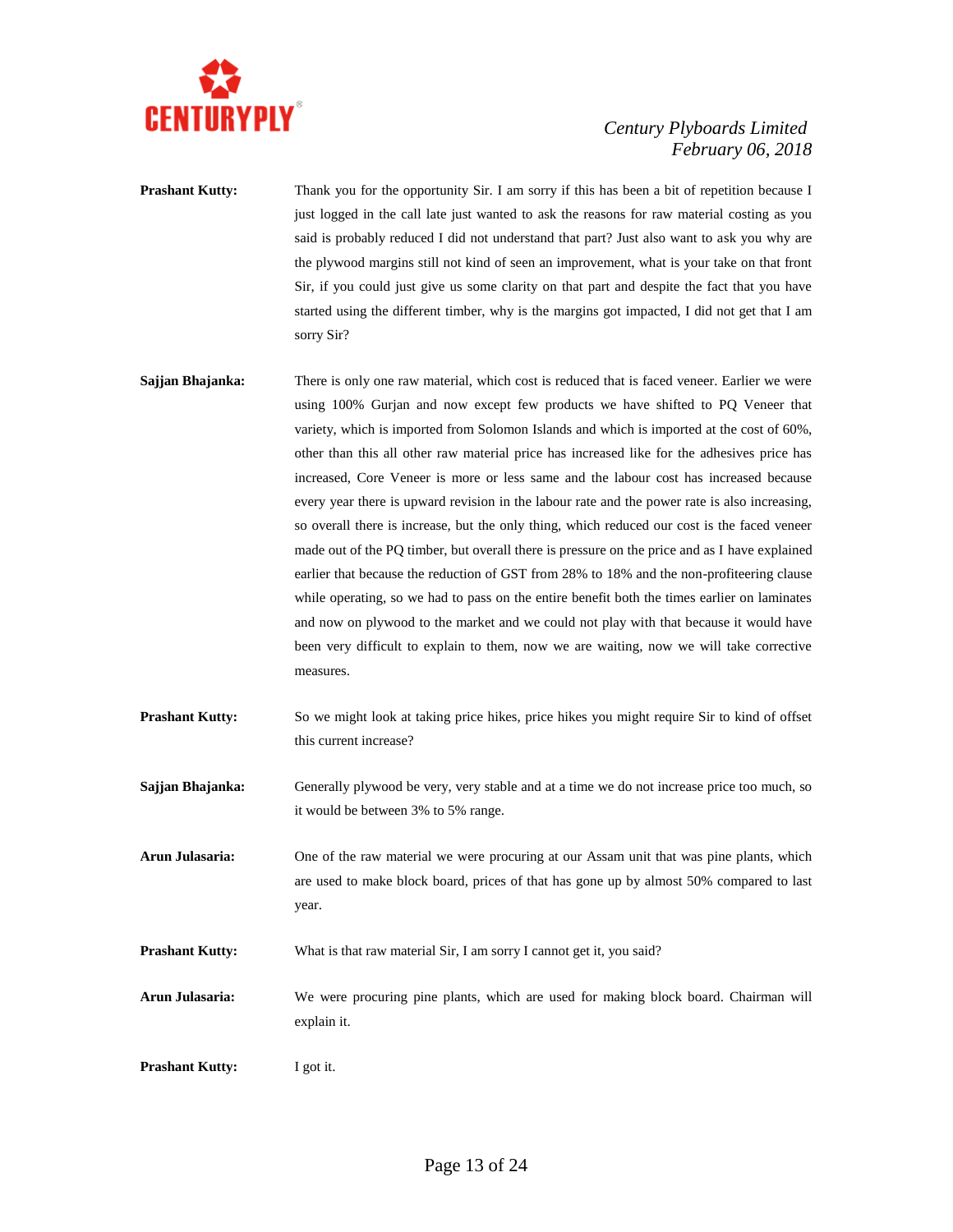**Prashant Kutty:** Thank you for the opportunity Sir. I am sorry if this has been a bit of repetition because I just logged in the call late just wanted to ask the reasons for raw material costing as you said is probably reduced I did not understand that part? Just also want to ask you why are the plywood margins still not kind of seen an improvement, what is your take on that front Sir, if you could just give us some clarity on that part and despite the fact that you have started using the different timber, why is the margins got impacted, I did not get that I am sorry Sir?

**Sajjan Bhajanka:** There is only one raw material, which cost is reduced that is faced veneer. Earlier we were using 100% Gurjan and now except few products we have shifted to PQ Veneer that variety, which is imported from Solomon Islands and which is imported at the cost of 60%, other than this all other raw material price has increased like for the adhesives price has increased, Core Veneer is more or less same and the labour cost has increased because every year there is upward revision in the labour rate and the power rate is also increasing, so overall there is increase, but the only thing, which reduced our cost is the faced veneer made out of the PQ timber, but overall there is pressure on the price and as I have explained earlier that because the reduction of GST from 28% to 18% and the non-profiteering clause while operating, so we had to pass on the entire benefit both the times earlier on laminates and now on plywood to the market and we could not play with that because it would have been very difficult to explain to them, now we are waiting, now we will take corrective measures.

**Prashant Kutty:** So we might look at taking price hikes, price hikes you might require Sir to kind of offset this current increase?

**Sajjan Bhajanka:** Generally plywood be very, very stable and at a time we do not increase price too much, so it would be between 3% to 5% range.

**Arun Julasaria:** One of the raw material we were procuring at our Assam unit that was pine plants, which are used to make block board, prices of that has gone up by almost 50% compared to last year.

**Prashant Kutty:** What is that raw material Sir, I am sorry I cannot get it, you said?

**Arun Julasaria:** We were procuring pine plants, which are used for making block board. Chairman will explain it.

**Prashant Kutty:** I got it.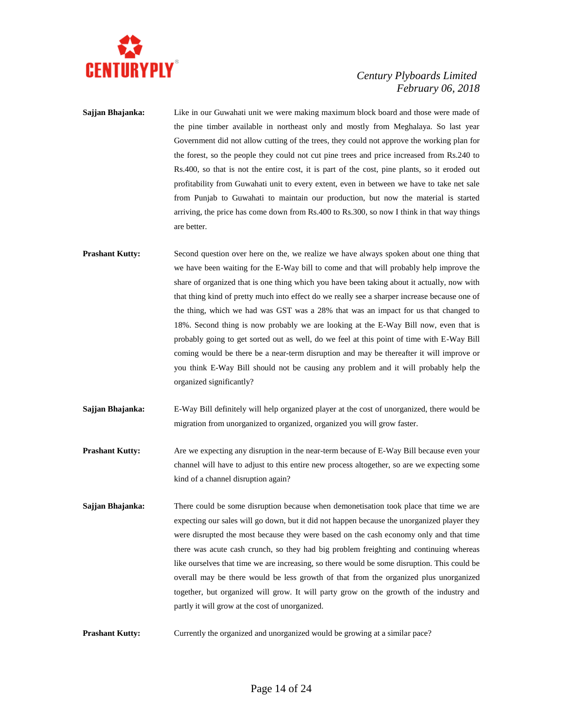**Sajjan Bhajanka:** Like in our Guwahati unit we were making maximum block board and those were made of the pine timber available in northeast only and mostly from Meghalaya. So last year Government did not allow cutting of the trees, they could not approve the working plan for the forest, so the people they could not cut pine trees and price increased from Rs.240 to Rs.400, so that is not the entire cost, it is part of the cost, pine plants, so it eroded out profitability from Guwahati unit to every extent, even in between we have to take net sale from Punjab to Guwahati to maintain our production, but now the material is started arriving, the price has come down from Rs.400 to Rs.300, so now I think in that way things are better.

**Prashant Kutty:** Second question over here on the, we realize we have always spoken about one thing that we have been waiting for the E-Way bill to come and that will probably help improve the share of organized that is one thing which you have been taking about it actually, now with that thing kind of pretty much into effect do we really see a sharper increase because one of the thing, which we had was GST was a 28% that was an impact for us that changed to 18%. Second thing is now probably we are looking at the E-Way Bill now, even that is probably going to get sorted out as well, do we feel at this point of time with E-Way Bill coming would be there be a near-term disruption and may be thereafter it will improve or you think E-Way Bill should not be causing any problem and it will probably help the organized significantly?

**Sajjan Bhajanka:** E-Way Bill definitely will help organized player at the cost of unorganized, there would be migration from unorganized to organized, organized you will grow faster.

**Prashant Kutty:** Are we expecting any disruption in the near-term because of E-Way Bill because even your channel will have to adjust to this entire new process altogether, so are we expecting some kind of a channel disruption again?

**Sajjan Bhajanka:** There could be some disruption because when demonetisation took place that time we are expecting our sales will go down, but it did not happen because the unorganized player they were disrupted the most because they were based on the cash economy only and that time there was acute cash crunch, so they had big problem freighting and continuing whereas like ourselves that time we are increasing, so there would be some disruption. This could be overall may be there would be less growth of that from the organized plus unorganized together, but organized will grow. It will party grow on the growth of the industry and partly it will grow at the cost of unorganized.

**Prashant Kutty:** Currently the organized and unorganized would be growing at a similar pace?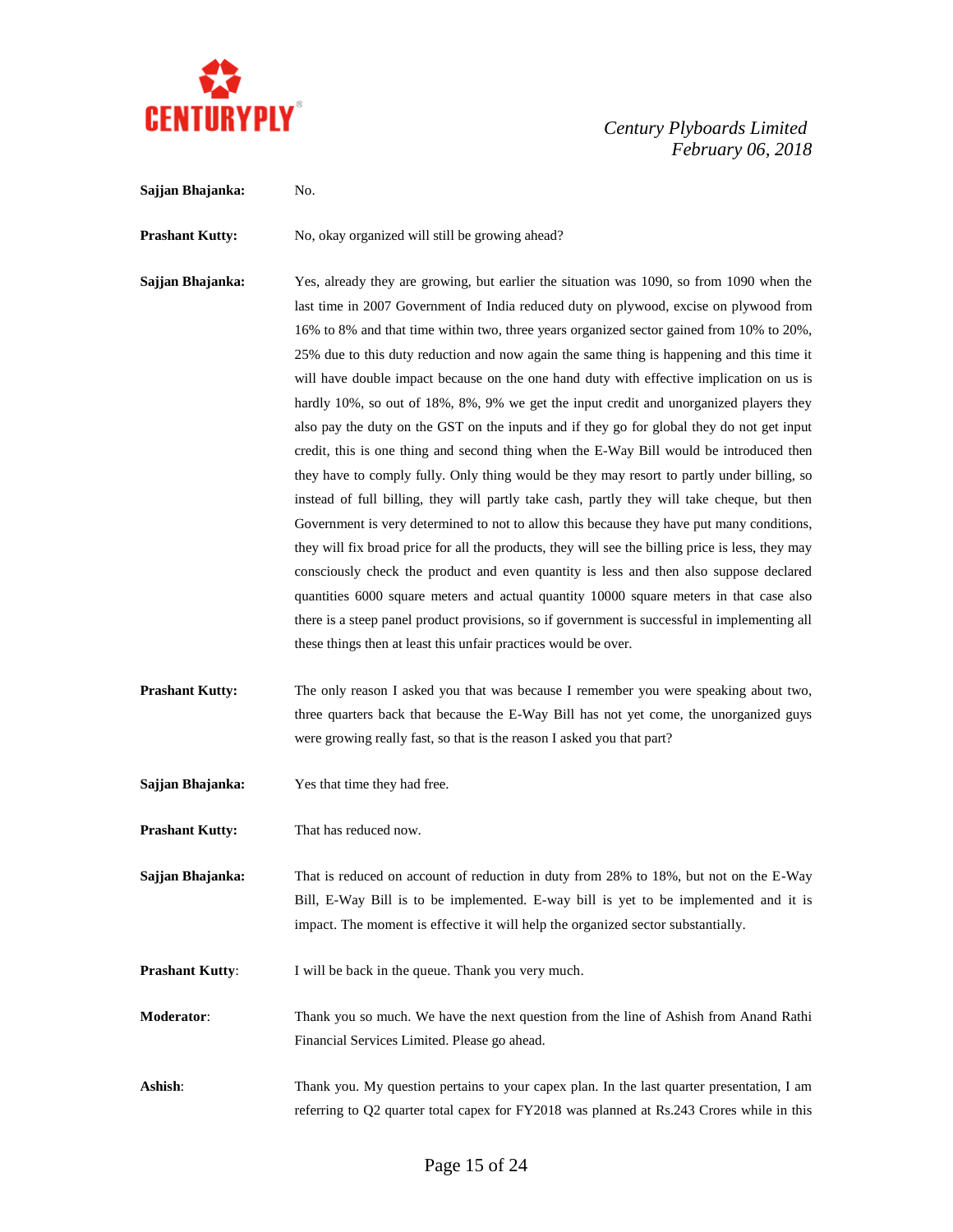**Sajjan Bhajanka:** No.

**Prashant Kutty:** No, okay organized will still be growing ahead?

**Sajjan Bhajanka:** Yes, already they are growing, but earlier the situation was 1090, so from 1090 when the last time in 2007 Government of India reduced duty on plywood, excise on plywood from 16% to 8% and that time within two, three years organized sector gained from 10% to 20%, 25% due to this duty reduction and now again the same thing is happening and this time it will have double impact because on the one hand duty with effective implication on us is hardly 10%, so out of 18%, 8%, 9% we get the input credit and unorganized players they also pay the duty on the GST on the inputs and if they go for global they do not get input credit, this is one thing and second thing when the E-Way Bill would be introduced then they have to comply fully. Only thing would be they may resort to partly under billing, so instead of full billing, they will partly take cash, partly they will take cheque, but then Government is very determined to not to allow this because they have put many conditions, they will fix broad price for all the products, they will see the billing price is less, they may consciously check the product and even quantity is less and then also suppose declared quantities 6000 square meters and actual quantity 10000 square meters in that case also there is a steep panel product provisions, so if government is successful in implementing all these things then at least this unfair practices would be over.

**Prashant Kutty:** The only reason I asked you that was because I remember you were speaking about two, three quarters back that because the E-Way Bill has not yet come, the unorganized guys were growing really fast, so that is the reason I asked you that part?

**Sajjan Bhajanka:** Yes that time they had free.

**Prashant Kutty:** That has reduced now.

**Sajjan Bhajanka:** That is reduced on account of reduction in duty from 28% to 18%, but not on the E-Way Bill, E-Way Bill is to be implemented. E-way bill is yet to be implemented and it is impact. The moment is effective it will help the organized sector substantially.

**Prashant Kutty**: I will be back in the queue. Thank you very much.

**Moderator**: Thank you so much. We have the next question from the line of Ashish from Anand Rathi Financial Services Limited. Please go ahead.

**Ashish**: Thank you. My question pertains to your capex plan. In the last quarter presentation, I am referring to Q2 quarter total capex for FY2018 was planned at Rs.243 Crores while in this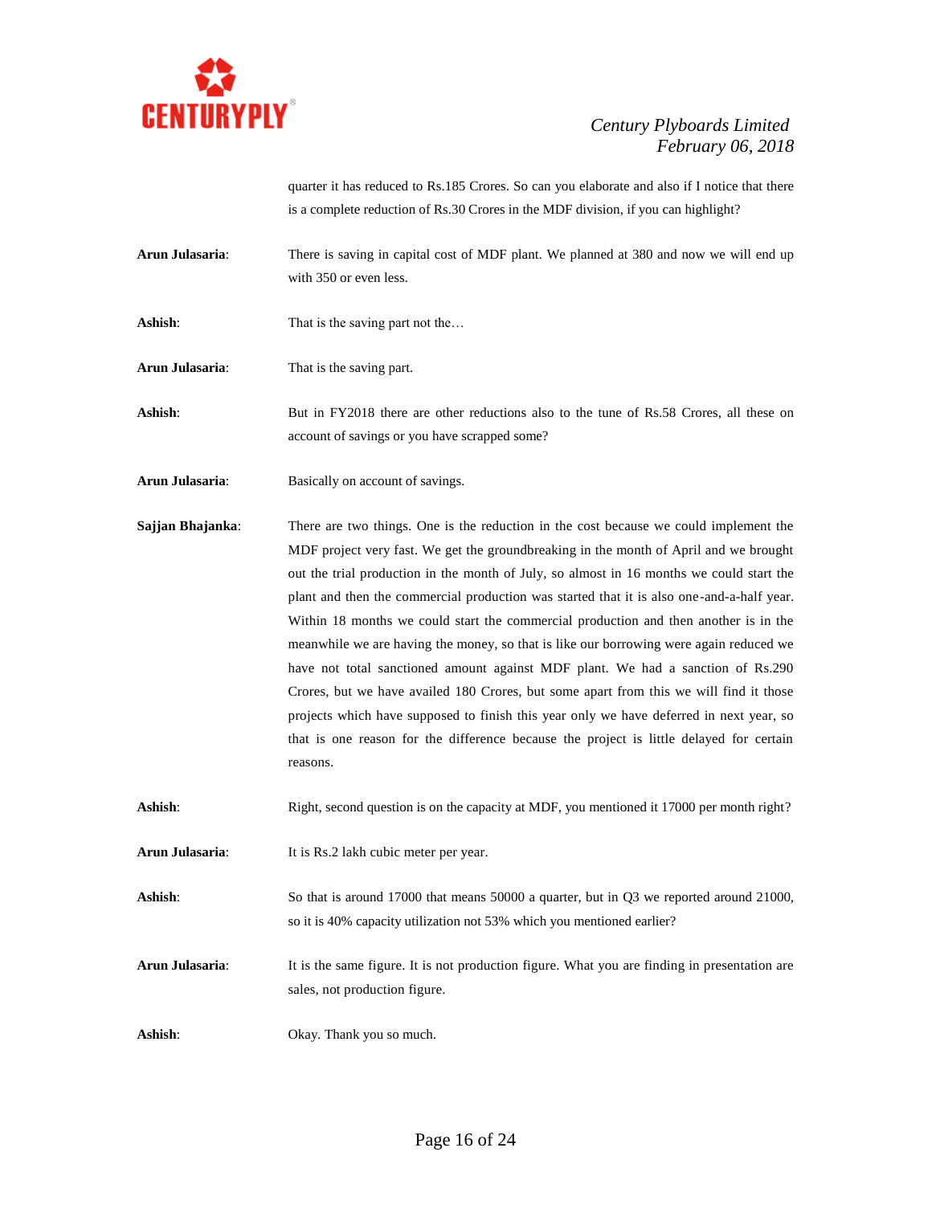quarter it has reduced to Rs.185 Crores. So can you elaborate and also if I notice that there is a complete reduction of Rs.30 Crores in the MDF division, if you can highlight?

**Arun Julasaria**: There is saving in capital cost of MDF plant. We planned at 380 and now we will end up with 350 or even less.

**Ashish**: That is the saving part not the…

**Arun Julasaria**: That is the saving part.

**Ashish**: But in FY2018 there are other reductions also to the tune of Rs.58 Crores, all these on account of savings or you have scrapped some?

**Arun Julasaria**: Basically on account of savings.

**Sajjan Bhajanka**: There are two things. One is the reduction in the cost because we could implement the MDF project very fast. We get the groundbreaking in the month of April and we brought out the trial production in the month of July, so almost in 16 months we could start the plant and then the commercial production was started that it is also one-and-a-half year. Within 18 months we could start the commercial production and then another is in the meanwhile we are having the money, so that is like our borrowing were again reduced we have not total sanctioned amount against MDF plant. We had a sanction of Rs.290 Crores, but we have availed 180 Crores, but some apart from this we will find it those projects which have supposed to finish this year only we have deferred in next year, so that is one reason for the difference because the project is little delayed for certain reasons.

**Ashish**: Right, second question is on the capacity at MDF, you mentioned it 17000 per month right?

**Arun Julasaria**: It is Rs.2 lakh cubic meter per year.

**Ashish**: So that is around 17000 that means 50000 a quarter, but in Q3 we reported around 21000, so it is 40% capacity utilization not 53% which you mentioned earlier?

**Arun Julasaria**: It is the same figure. It is not production figure. What you are finding in presentation are sales, not production figure.

**Ashish**: Okay. Thank you so much.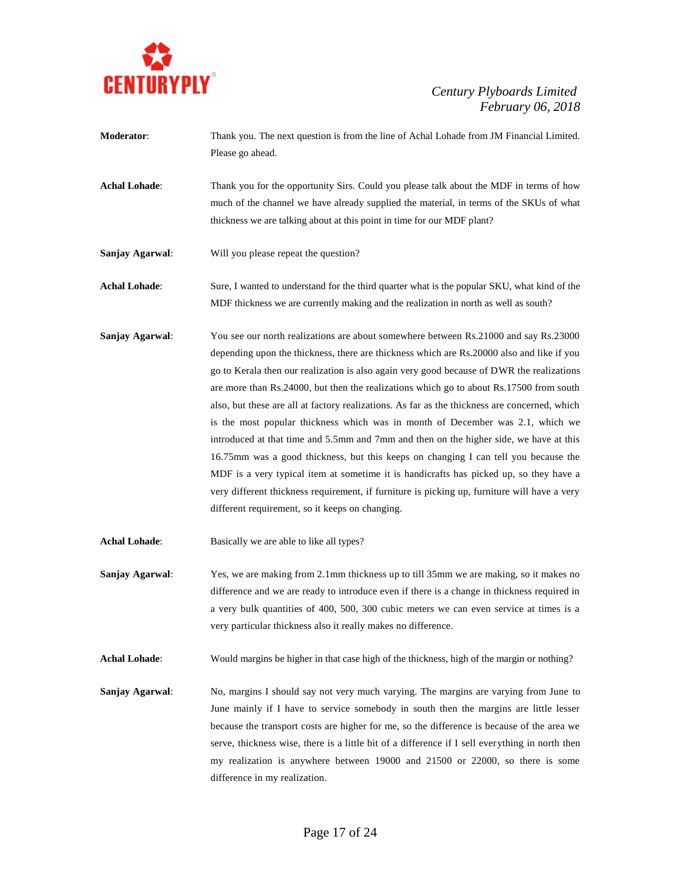**Moderator**: Thank you. The next question is from the line of Achal Lohade from JM Financial Limited. Please go ahead.

**Achal Lohade**: Thank you for the opportunity Sirs. Could you please talk about the MDF in terms of how much of the channel we have already supplied the material, in terms of the SKUs of what thickness we are talking about at this point in time for our MDF plant?

**Sanjay Agarwal**: Will you please repeat the question?

**Achal Lohade**: Sure, I wanted to understand for the third quarter what is the popular SKU, what kind of the MDF thickness we are currently making and the realization in north as well as south?

**Sanjay Agarwal**: You see our north realizations are about somewhere between Rs.21000 and say Rs.23000 depending upon the thickness, there are thickness which are Rs.20000 also and like if you go to Kerala then our realization is also again very good because of DWR the realizations are more than Rs.24000, but then the realizations which go to about Rs.17500 from south also, but these are all at factory realizations. As far as the thickness are concerned, which is the most popular thickness which was in month of December was 2.1, which we introduced at that time and 5.5mm and 7mm and then on the higher side, we have at this 16.75mm was a good thickness, but this keeps on changing I can tell you because the MDF is a very typical item at sometime it is handicrafts has picked up, so they have a very different thickness requirement, if furniture is picking up, furniture will have a very different requirement, so it keeps on changing.

**Achal Lohade**: Basically we are able to like all types?

**Sanjay Agarwal**: Yes, we are making from 2.1mm thickness up to till 35mm we are making, so it makes no difference and we are ready to introduce even if there is a change in thickness required in a very bulk quantities of 400, 500, 300 cubic meters we can even service at times is a very particular thickness also it really makes no difference.

**Achal Lohade**: Would margins be higher in that case high of the thickness, high of the margin or nothing?

**Sanjay Agarwal**: No, margins I should say not very much varying. The margins are varying from June to June mainly if I have to service somebody in south then the margins are little lesser because the transport costs are higher for me, so the difference is because of the area we serve, thickness wise, there is a little bit of a difference if I sell everything in north then my realization is anywhere between 19000 and 21500 or 22000, so there is some difference in my realization.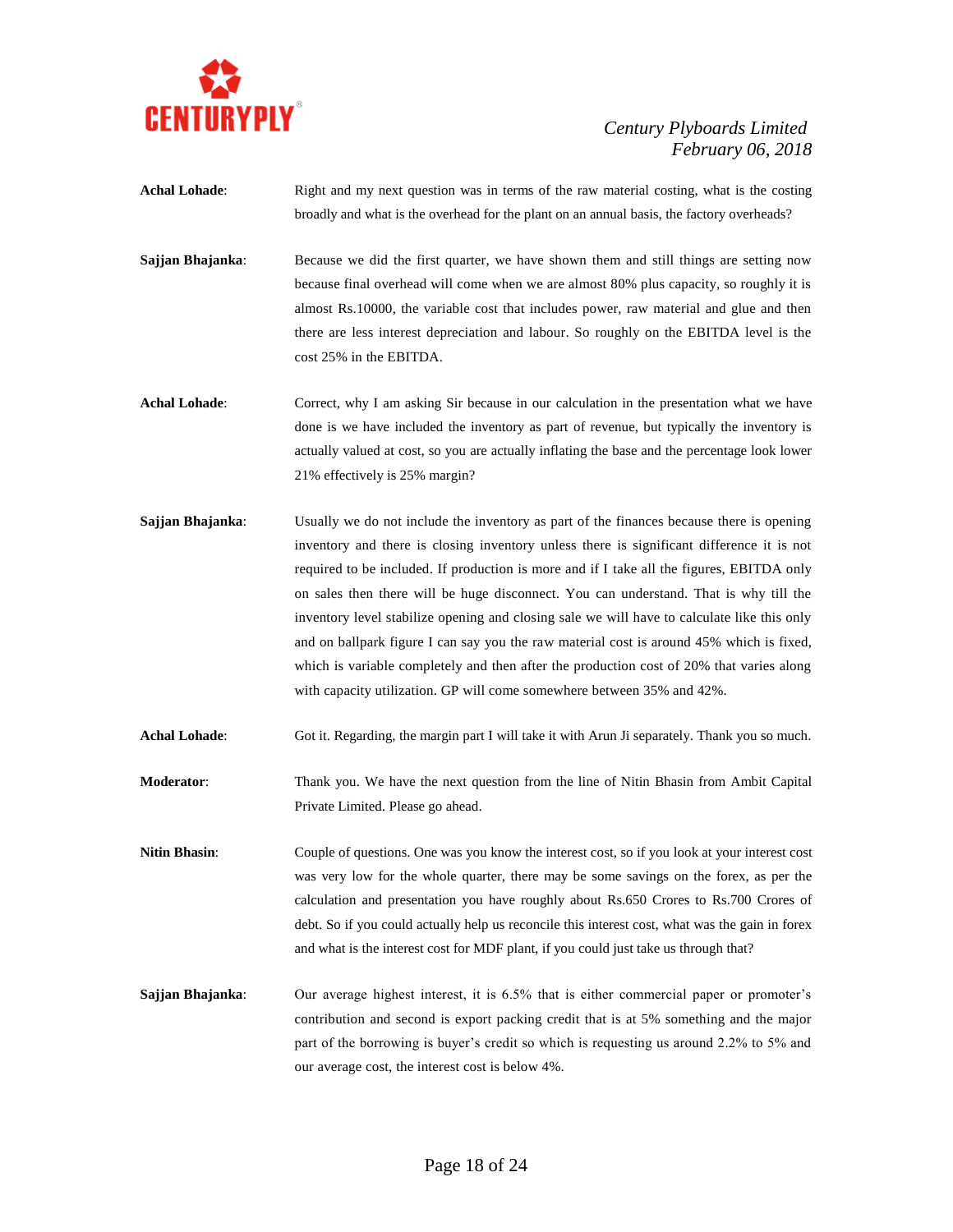**Achal Lohade**: Right and my next question was in terms of the raw material costing, what is the costing broadly and what is the overhead for the plant on an annual basis, the factory overheads?

**Sajjan Bhajanka**: Because we did the first quarter, we have shown them and still things are setting now because final overhead will come when we are almost 80% plus capacity, so roughly it is almost Rs.10000, the variable cost that includes power, raw material and glue and then there are less interest depreciation and labour. So roughly on the EBITDA level is the cost 25% in the EBITDA.

**Achal Lohade**: Correct, why I am asking Sir because in our calculation in the presentation what we have done is we have included the inventory as part of revenue, but typically the inventory is actually valued at cost, so you are actually inflating the base and the percentage look lower 21% effectively is 25% margin?

**Sajjan Bhajanka**: Usually we do not include the inventory as part of the finances because there is opening inventory and there is closing inventory unless there is significant difference it is not required to be included. If production is more and if I take all the figures, EBITDA only on sales then there will be huge disconnect. You can understand. That is why till the inventory level stabilize opening and closing sale we will have to calculate like this only and on ballpark figure I can say you the raw material cost is around 45% which is fixed, which is variable completely and then after the production cost of 20% that varies along with capacity utilization. GP will come somewhere between 35% and 42%.

**Achal Lohade**: Got it. Regarding, the margin part I will take it with Arun Ji separately. Thank you so much.

**Moderator**: Thank you. We have the next question from the line of Nitin Bhasin from Ambit Capital Private Limited. Please go ahead.

**Nitin Bhasin**: Couple of questions. One was you know the interest cost, so if you look at your interest cost was very low for the whole quarter, there may be some savings on the forex, as per the calculation and presentation you have roughly about Rs.650 Crores to Rs.700 Crores of debt. So if you could actually help us reconcile this interest cost, what was the gain in forex and what is the interest cost for MDF plant, if you could just take us through that?

**Sajjan Bhajanka**: Our average highest interest, it is 6.5% that is either commercial paper or promoter's contribution and second is export packing credit that is at 5% something and the major part of the borrowing is buyer's credit so which is requesting us around 2.2% to 5% and our average cost, the interest cost is below 4%.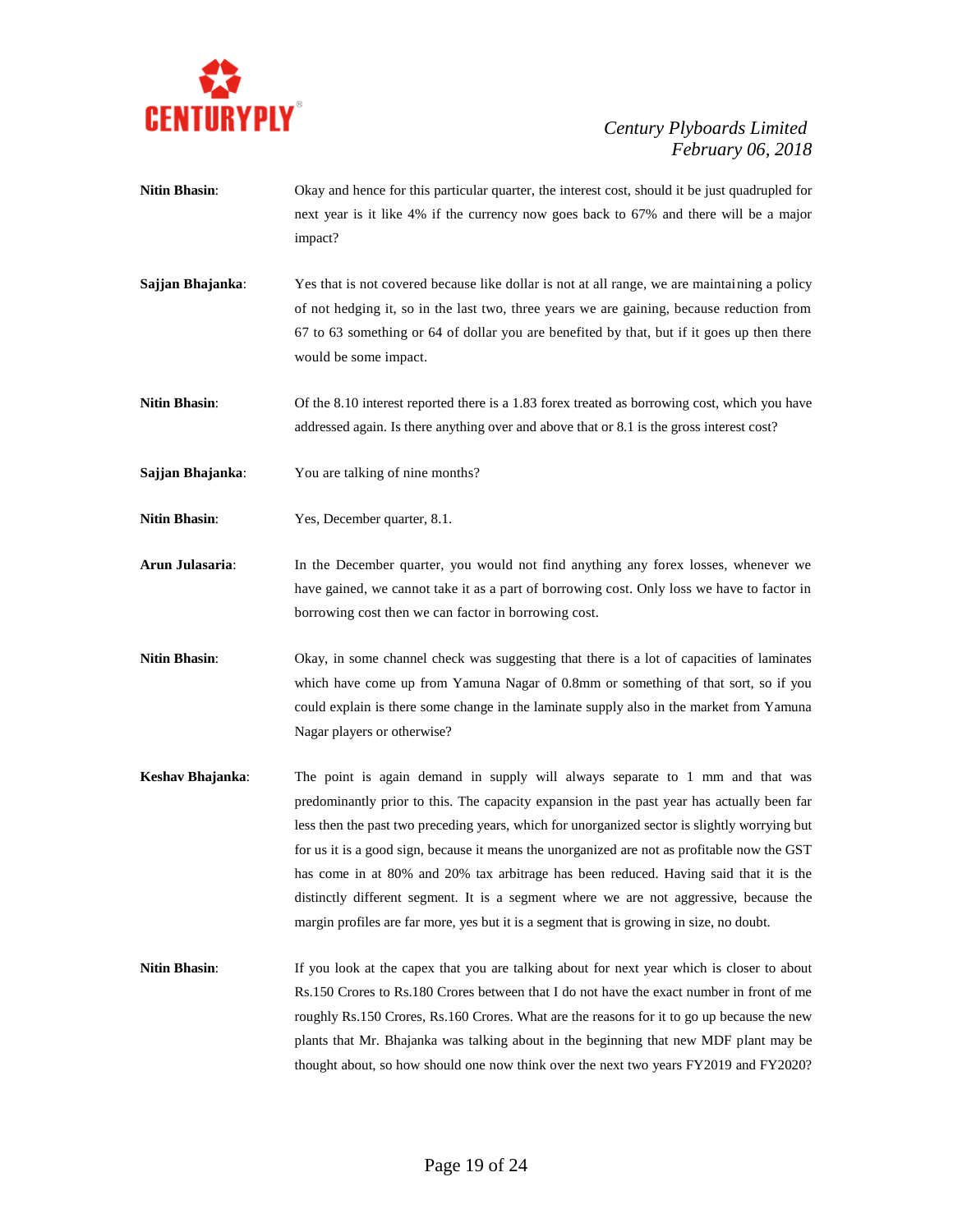**Nitin Bhasin**: Okay and hence for this particular quarter, the interest cost, should it be just quadrupled for next year is it like 4% if the currency now goes back to 67% and there will be a major impact?

**Sajjan Bhajanka**: Yes that is not covered because like dollar is not at all range, we are maintaining a policy of not hedging it, so in the last two, three years we are gaining, because reduction from 67 to 63 something or 64 of dollar you are benefited by that, but if it goes up then there would be some impact.

**Nitin Bhasin**: Of the 8.10 interest reported there is a 1.83 forex treated as borrowing cost, which you have addressed again. Is there anything over and above that or 8.1 is the gross interest cost?

**Sajjan Bhajanka**: You are talking of nine months?

**Nitin Bhasin**: Yes, December quarter, 8.1.

**Arun Julasaria**: In the December quarter, you would not find anything any forex losses, whenever we have gained, we cannot take it as a part of borrowing cost. Only loss we have to factor in borrowing cost then we can factor in borrowing cost.

**Nitin Bhasin**: Okay, in some channel check was suggesting that there is a lot of capacities of laminates which have come up from Yamuna Nagar of 0.8mm or something of that sort, so if you could explain is there some change in the laminate supply also in the market from Yamuna Nagar players or otherwise?

**Keshav Bhajanka**: The point is again demand in supply will always separate to 1 mm and that was predominantly prior to this. The capacity expansion in the past year has actually been far less then the past two preceding years, which for unorganized sector is slightly worrying but for us it is a good sign, because it means the unorganized are not as profitable now the GST has come in at 80% and 20% tax arbitrage has been reduced. Having said that it is the distinctly different segment. It is a segment where we are not aggressive, because the margin profiles are far more, yes but it is a segment that is growing in size, no doubt.

**Nitin Bhasin**: If you look at the capex that you are talking about for next year which is closer to about Rs.150 Crores to Rs.180 Crores between that I do not have the exact number in front of me roughly Rs.150 Crores, Rs.160 Crores. What are the reasons for it to go up because the new plants that Mr. Bhajanka was talking about in the beginning that new MDF plant may be thought about, so how should one now think over the next two years FY2019 and FY2020?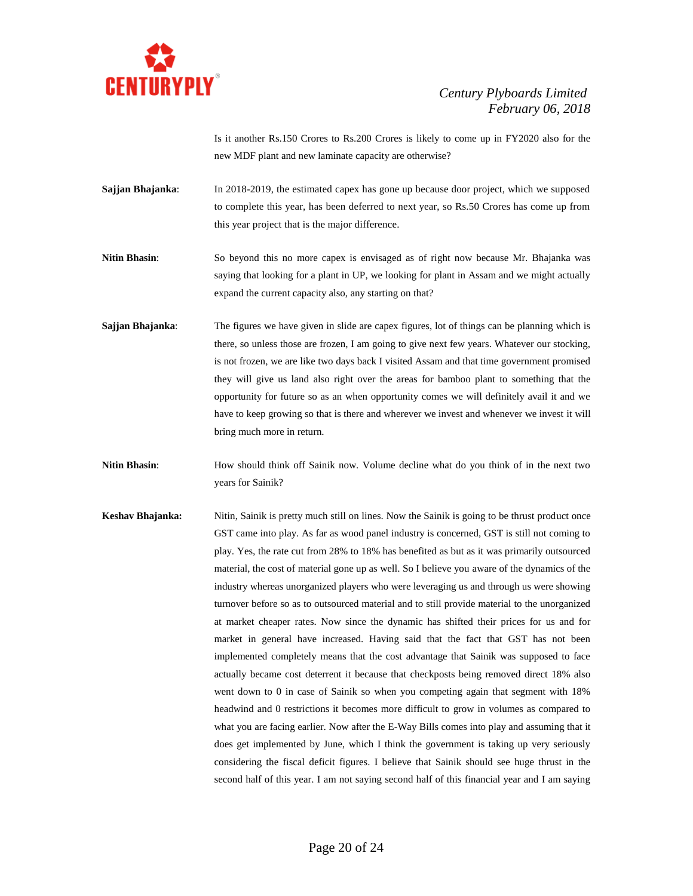Is it another Rs.150 Crores to Rs.200 Crores is likely to come up in FY2020 also for the new MDF plant and new laminate capacity are otherwise?

**Sajjan Bhajanka**: In 2018-2019, the estimated capex has gone up because door project, which we supposed to complete this year, has been deferred to next year, so Rs.50 Crores has come up from this year project that is the major difference.

**Nitin Bhasin**: So beyond this no more capex is envisaged as of right now because Mr. Bhajanka was saying that looking for a plant in UP, we looking for plant in Assam and we might actually expand the current capacity also, any starting on that?

**Sajjan Bhajanka**: The figures we have given in slide are capex figures, lot of things can be planning which is there, so unless those are frozen, I am going to give next few years. Whatever our stocking, is not frozen, we are like two days back I visited Assam and that time government promised they will give us land also right over the areas for bamboo plant to something that the opportunity for future so as an when opportunity comes we will definitely avail it and we have to keep growing so that is there and wherever we invest and whenever we invest it will bring much more in return.

**Nitin Bhasin**: How should think off Sainik now. Volume decline what do you think of in the next two years for Sainik?

**Keshav Bhajanka:** Nitin, Sainik is pretty much still on lines. Now the Sainik is going to be thrust product once GST came into play. As far as wood panel industry is concerned, GST is still not coming to play. Yes, the rate cut from 28% to 18% has benefited as but as it was primarily outsourced material, the cost of material gone up as well. So I believe you aware of the dynamics of the industry whereas unorganized players who were leveraging us and through us were showing turnover before so as to outsourced material and to still provide material to the unorganized at market cheaper rates. Now since the dynamic has shifted their prices for us and for market in general have increased. Having said that the fact that GST has not been implemented completely means that the cost advantage that Sainik was supposed to face actually became cost deterrent it because that checkposts being removed direct 18% also went down to 0 in case of Sainik so when you competing again that segment with 18% headwind and 0 restrictions it becomes more difficult to grow in volumes as compared to what you are facing earlier. Now after the E-Way Bills comes into play and assuming that it does get implemented by June, which I think the government is taking up very seriously considering the fiscal deficit figures. I believe that Sainik should see huge thrust in the second half of this year. I am not saying second half of this financial year and I am saying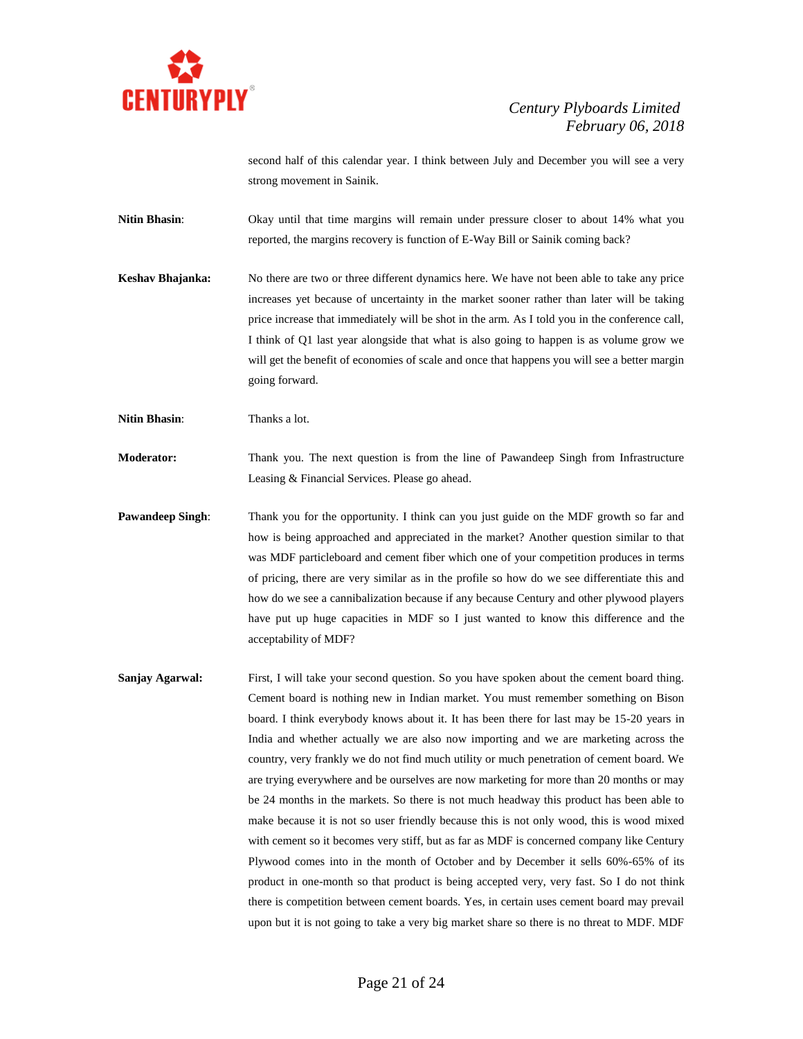second half of this calendar year. I think between July and December you will see a very strong movement in Sainik.

**Nitin Bhasin**: Okay until that time margins will remain under pressure closer to about 14% what you reported, the margins recovery is function of E-Way Bill or Sainik coming back?

**Keshav Bhajanka:** No there are two or three different dynamics here. We have not been able to take any price increases yet because of uncertainty in the market sooner rather than later will be taking price increase that immediately will be shot in the arm. As I told you in the conference call, I think of Q1 last year alongside that what is also going to happen is as volume grow we will get the benefit of economies of scale and once that happens you will see a better margin going forward.

**Nitin Bhasin**: Thanks a lot.

**Moderator:** Thank you. The next question is from the line of Pawandeep Singh from Infrastructure Leasing & Financial Services. Please go ahead.

**Pawandeep Singh**: Thank you for the opportunity. I think can you just guide on the MDF growth so far and how is being approached and appreciated in the market? Another question similar to that was MDF particleboard and cement fiber which one of your competition produces in terms of pricing, there are very similar as in the profile so how do we see differentiate this and how do we see a cannibalization because if any because Century and other plywood players have put up huge capacities in MDF so I just wanted to know this difference and the acceptability of MDF?

**Sanjay Agarwal:** First, I will take your second question. So you have spoken about the cement board thing. Cement board is nothing new in Indian market. You must remember something on Bison board. I think everybody knows about it. It has been there for last may be 15-20 years in India and whether actually we are also now importing and we are marketing across the country, very frankly we do not find much utility or much penetration of cement board. We are trying everywhere and be ourselves are now marketing for more than 20 months or may be 24 months in the markets. So there is not much headway this product has been able to make because it is not so user friendly because this is not only wood, this is wood mixed with cement so it becomes very stiff, but as far as MDF is concerned company like Century Plywood comes into in the month of October and by December it sells 60%-65% of its product in one-month so that product is being accepted very, very fast. So I do not think there is competition between cement boards. Yes, in certain uses cement board may prevail upon but it is not going to take a very big market share so there is no threat to MDF. MDF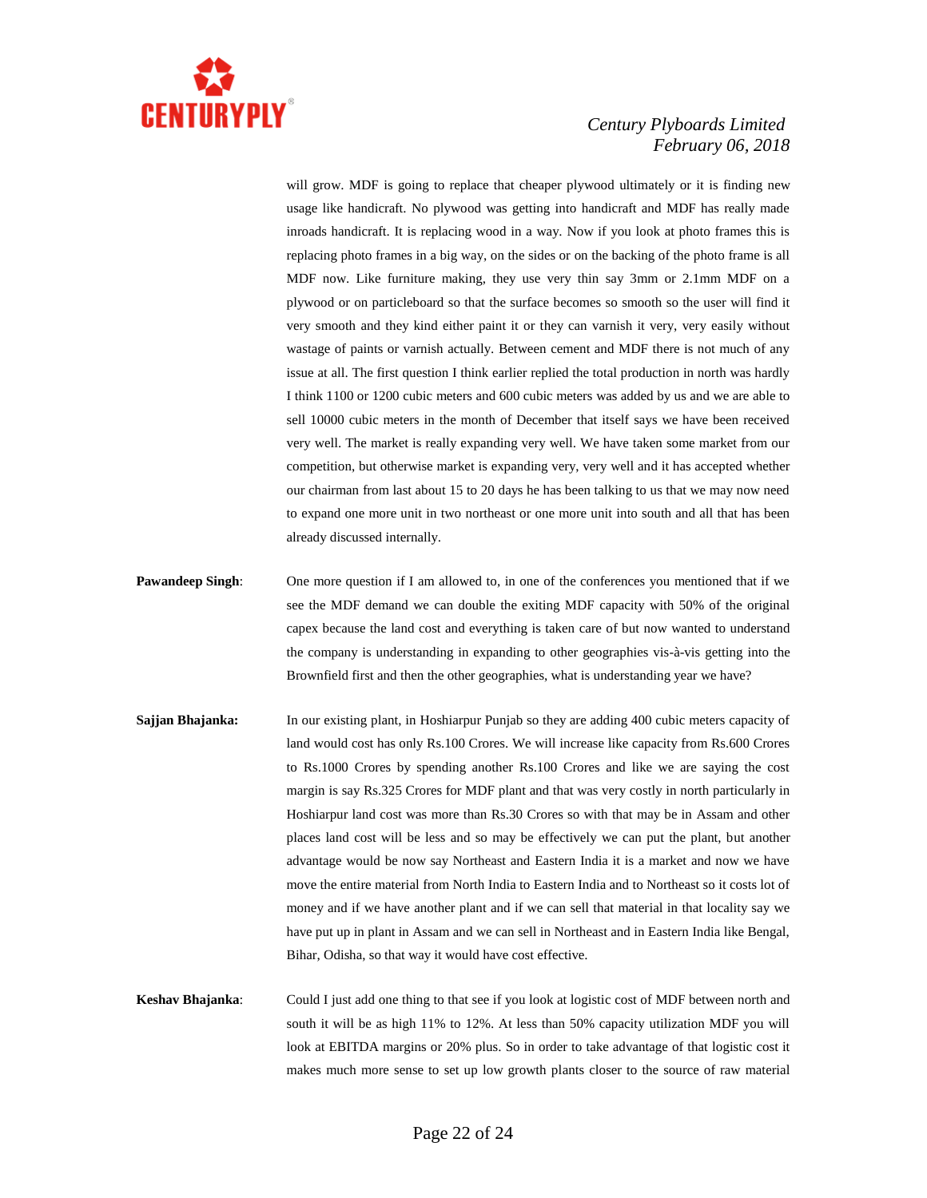will grow. MDF is going to replace that cheaper plywood ultimately or it is finding new usage like handicraft. No plywood was getting into handicraft and MDF has really made inroads handicraft. It is replacing wood in a way. Now if you look at photo frames this is replacing photo frames in a big way, on the sides or on the backing of the photo frame is all MDF now. Like furniture making, they use very thin say 3mm or 2.1mm MDF on a plywood or on particleboard so that the surface becomes so smooth so the user will find it very smooth and they kind either paint it or they can varnish it very, very easily without wastage of paints or varnish actually. Between cement and MDF there is not much of any issue at all. The first question I think earlier replied the total production in north was hardly I think 1100 or 1200 cubic meters and 600 cubic meters was added by us and we are able to sell 10000 cubic meters in the month of December that itself says we have been received very well. The market is really expanding very well. We have taken some market from our competition, but otherwise market is expanding very, very well and it has accepted whether our chairman from last about 15 to 20 days he has been talking to us that we may now need to expand one more unit in two northeast or one more unit into south and all that has been already discussed internally.

**Pawandeep Singh**: One more question if I am allowed to, in one of the conferences you mentioned that if we see the MDF demand we can double the exiting MDF capacity with 50% of the original capex because the land cost and everything is taken care of but now wanted to understand the company is understanding in expanding to other geographies vis-à-vis getting into the Brownfield first and then the other geographies, what is understanding year we have?

**Sajjan Bhajanka:** In our existing plant, in Hoshiarpur Punjab so they are adding 400 cubic meters capacity of land would cost has only Rs.100 Crores. We will increase like capacity from Rs.600 Crores to Rs.1000 Crores by spending another Rs.100 Crores and like we are saying the cost margin is say Rs.325 Crores for MDF plant and that was very costly in north particularly in Hoshiarpur land cost was more than Rs.30 Crores so with that may be in Assam and other places land cost will be less and so may be effectively we can put the plant, but another advantage would be now say Northeast and Eastern India it is a market and now we have move the entire material from North India to Eastern India and to Northeast so it costs lot of money and if we have another plant and if we can sell that material in that locality say we have put up in plant in Assam and we can sell in Northeast and in Eastern India like Bengal, Bihar, Odisha, so that way it would have cost effective.

**Keshav Bhajanka**: Could I just add one thing to that see if you look at logistic cost of MDF between north and south it will be as high 11% to 12%. At less than 50% capacity utilization MDF you will look at EBITDA margins or 20% plus. So in order to take advantage of that logistic cost it makes much more sense to set up low growth plants closer to the source of raw material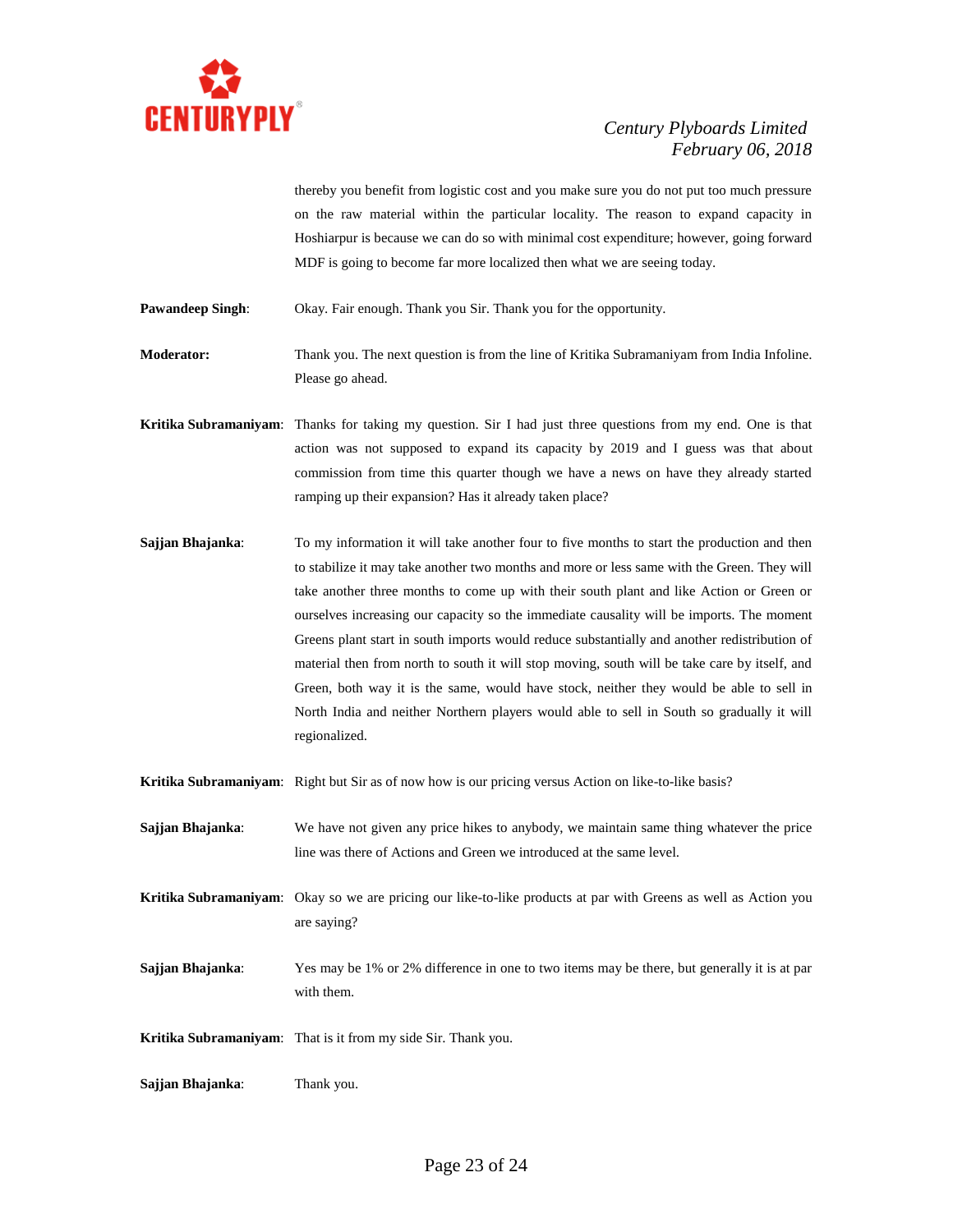thereby you benefit from logistic cost and you make sure you do not put too much pressure on the raw material within the particular locality. The reason to expand capacity in Hoshiarpur is because we can do so with minimal cost expenditure; however, going forward MDF is going to become far more localized then what we are seeing today.

**Pawandeep Singh**: Okay. Fair enough. Thank you Sir. Thank you for the opportunity.

**Moderator:** Thank you. The next question is from the line of Kritika Subramaniyam from India Infoline. Please go ahead.

**Kritika Subramaniyam**: Thanks for taking my question. Sir I had just three questions from my end. One is that action was not supposed to expand its capacity by 2019 and I guess was that about commission from time this quarter though we have a news on have they already started ramping up their expansion? Has it already taken place?

**Sajjan Bhajanka**: To my information it will take another four to five months to start the production and then to stabilize it may take another two months and more or less same with the Green. They will take another three months to come up with their south plant and like Action or Green or ourselves increasing our capacity so the immediate causality will be imports. The moment Greens plant start in south imports would reduce substantially and another redistribution of material then from north to south it will stop moving, south will be take care by itself, and Green, both way it is the same, would have stock, neither they would be able to sell in North India and neither Northern players would able to sell in South so gradually it will regionalized.

**Kritika Subramaniyam**: Right but Sir as of now how is our pricing versus Action on like-to-like basis?

**Sajjan Bhajanka**: We have not given any price hikes to anybody, we maintain same thing whatever the price line was there of Actions and Green we introduced at the same level.

**Kritika Subramaniyam**: Okay so we are pricing our like-to-like products at par with Greens as well as Action you are saying?

**Sajjan Bhajanka**: Yes may be 1% or 2% difference in one to two items may be there, but generally it is at par with them.

**Kritika Subramaniyam**: That is it from my side Sir. Thank you.

**Sajjan Bhajanka**: Thank you.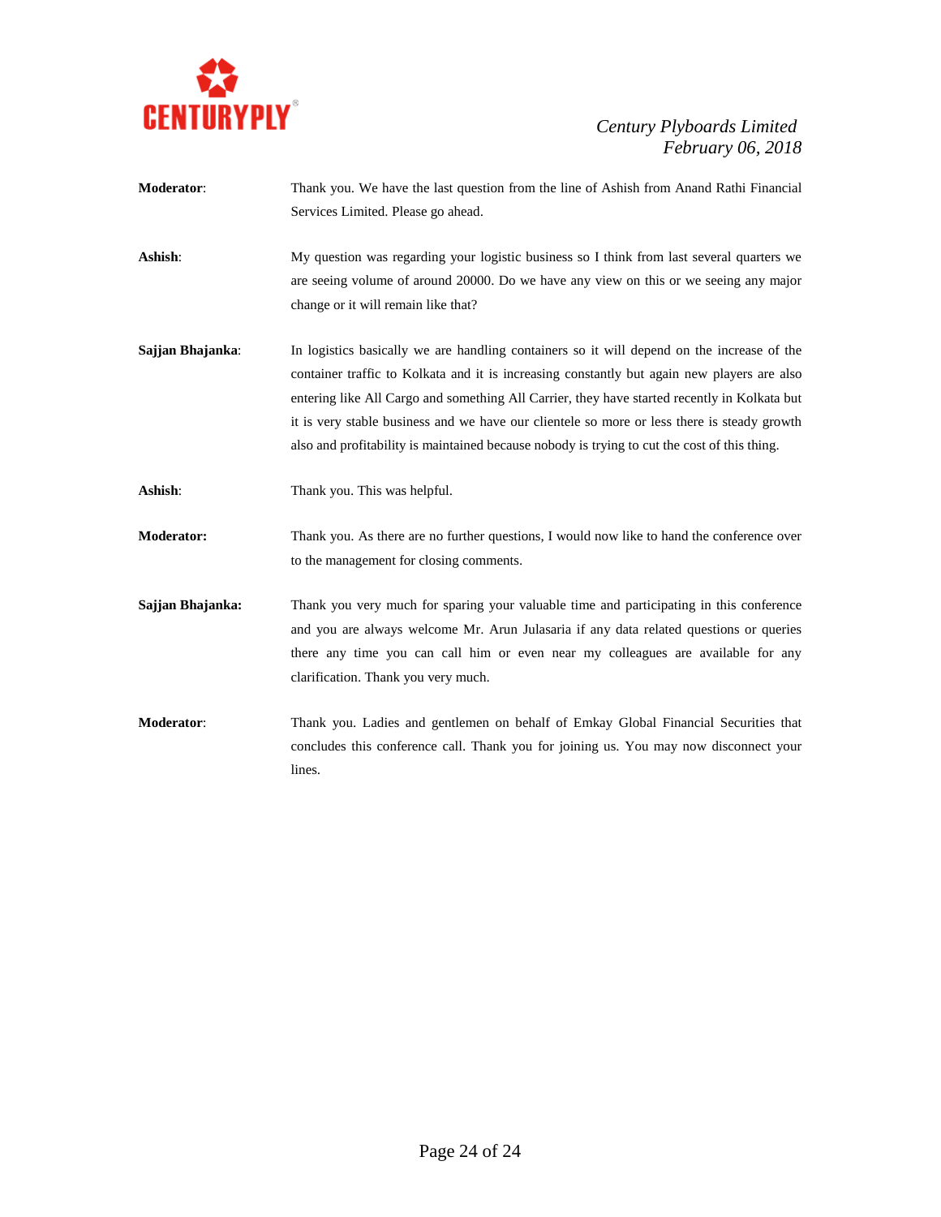**Moderator**: Thank you. We have the last question from the line of Ashish from Anand Rathi Financial Services Limited. Please go ahead.

**Ashish**: My question was regarding your logistic business so I think from last several quarters we are seeing volume of around 20000. Do we have any view on this or we seeing any major change or it will remain like that?

**Sajjan Bhajanka**: In logistics basically we are handling containers so it will depend on the increase of the container traffic to Kolkata and it is increasing constantly but again new players are also entering like All Cargo and something All Carrier, they have started recently in Kolkata but it is very stable business and we have our clientele so more or less there is steady growth also and profitability is maintained because nobody is trying to cut the cost of this thing.

**Ashish**: Thank you. This was helpful.

**Moderator:** Thank you. As there are no further questions, I would now like to hand the conference over to the management for closing comments.

**Sajjan Bhajanka:** Thank you very much for sparing your valuable time and participating in this conference and you are always welcome Mr. Arun Julasaria if any data related questions or queries there any time you can call him or even near my colleagues are available for any clarification. Thank you very much.

**Moderator**: Thank you. Ladies and gentlemen on behalf of Emkay Global Financial Securities that concludes this conference call. Thank you for joining us. You may now disconnect your lines.